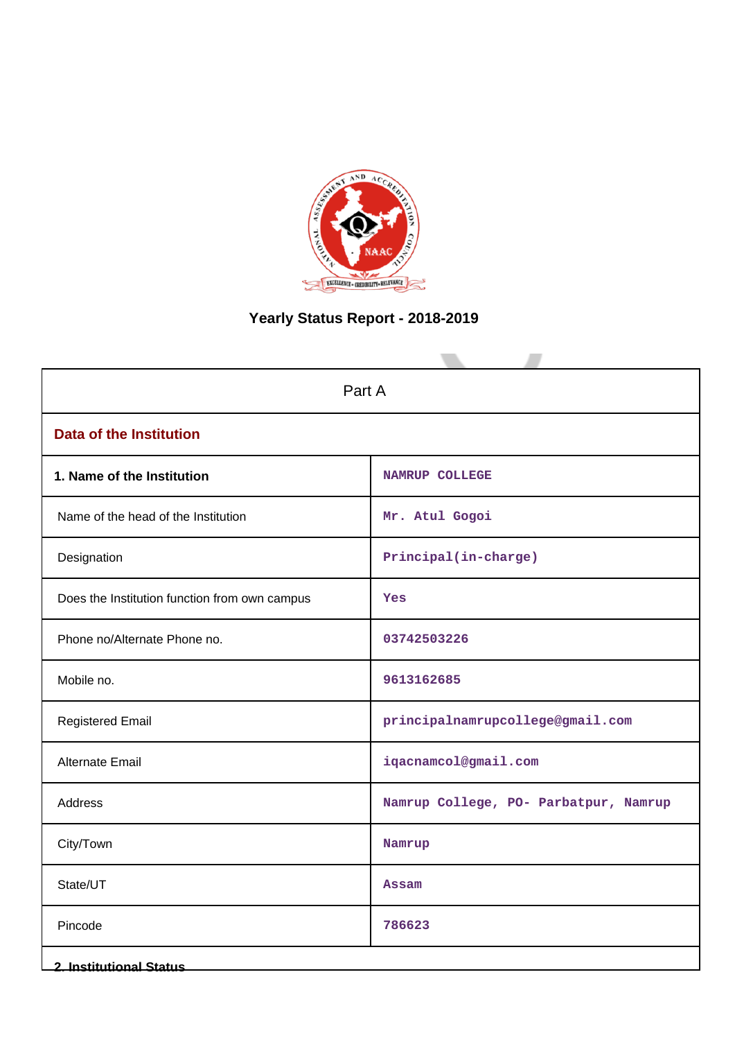# Yearly Status Report - 2018-2019

| Part A | |
|---|---|
| **Data of the Institution** | |
| **1. Name of the Institution** | NAMRUP COLLEGE |
| Name of the head of the Institution | Mr. Atul Gogoi |
| Designation | Principal(in-charge) |
| Does the Institution function from own campus | Yes |
| Phone no/Alternate Phone no. | 03742503226 |
| Mobile no. | 9613162685 |
| Registered Email | principalnamrupcollege@gmail.com |
| Alternate Email | iqacnamcol@gmail.com |
| Address | Namrup College, PO- Parbatpur, Namrup |
| City/Town | Namrup |
| State/UT | Assam |
| Pincode | 786623 |

**2. Institutional Status**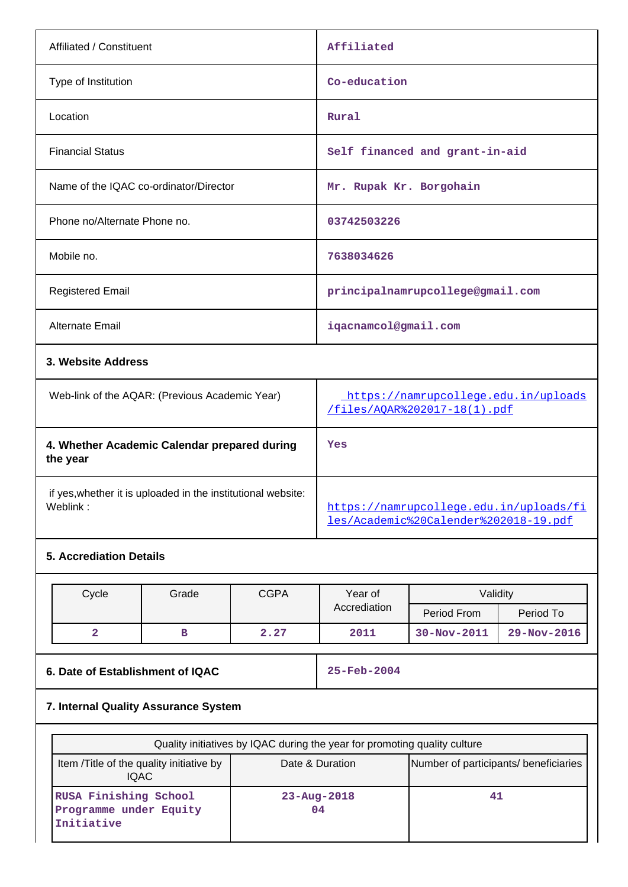| | |
|---|---|
| Affiliated / Constituent | Affiliated |
| Type of Institution | Co-education |
| Location | Rural |
| Financial Status | Self financed and grant-in-aid |
| Name of the IQAC co-ordinator/Director | Mr. Rupak Kr. Borgohain |
| Phone no/Alternate Phone no. | 03742503226 |
| Mobile no. | 7638034626 |
| Registered Email | principalnamrupcollege@gmail.com |
| Alternate Email | iqacnamcol@gmail.com |

**3. Website Address**

| | |
|---|---|
| Web-link of the AQAR: (Previous Academic Year) | https://namrupcollege.edu.in/uploads/files/AQAR%202017-18(1).pdf |
| **4. Whether Academic Calendar prepared during the year** | Yes |
| if yes,whether it is uploaded in the institutional website: Weblink : | https://namrupcollege.edu.in/uploads/files/Academic%20Calender%202018-19.pdf |

**5. Accrediation Details**

| Cycle | Grade | CGPA | Year of Accrediation | Validity | |
|---|---|---|---|---|---|
| | | | | Period From | Period To |
| 2 | B | 2.27 | 2011 | 30-Nov-2011 | 29-Nov-2016 |

| | |
|---|---|
| **6. Date of Establishment of IQAC** | 25-Feb-2004 |

**7. Internal Quality Assurance System**

| Quality initiatives by IQAC during the year for promoting quality culture | | |
|---|---|---|
| Item /Title of the quality initiative by IQAC | Date & Duration | Number of participants/ beneficiaries |
| RUSA Finishing School Programme under Equity Initiative | 23-Aug-2018 04 | 41 |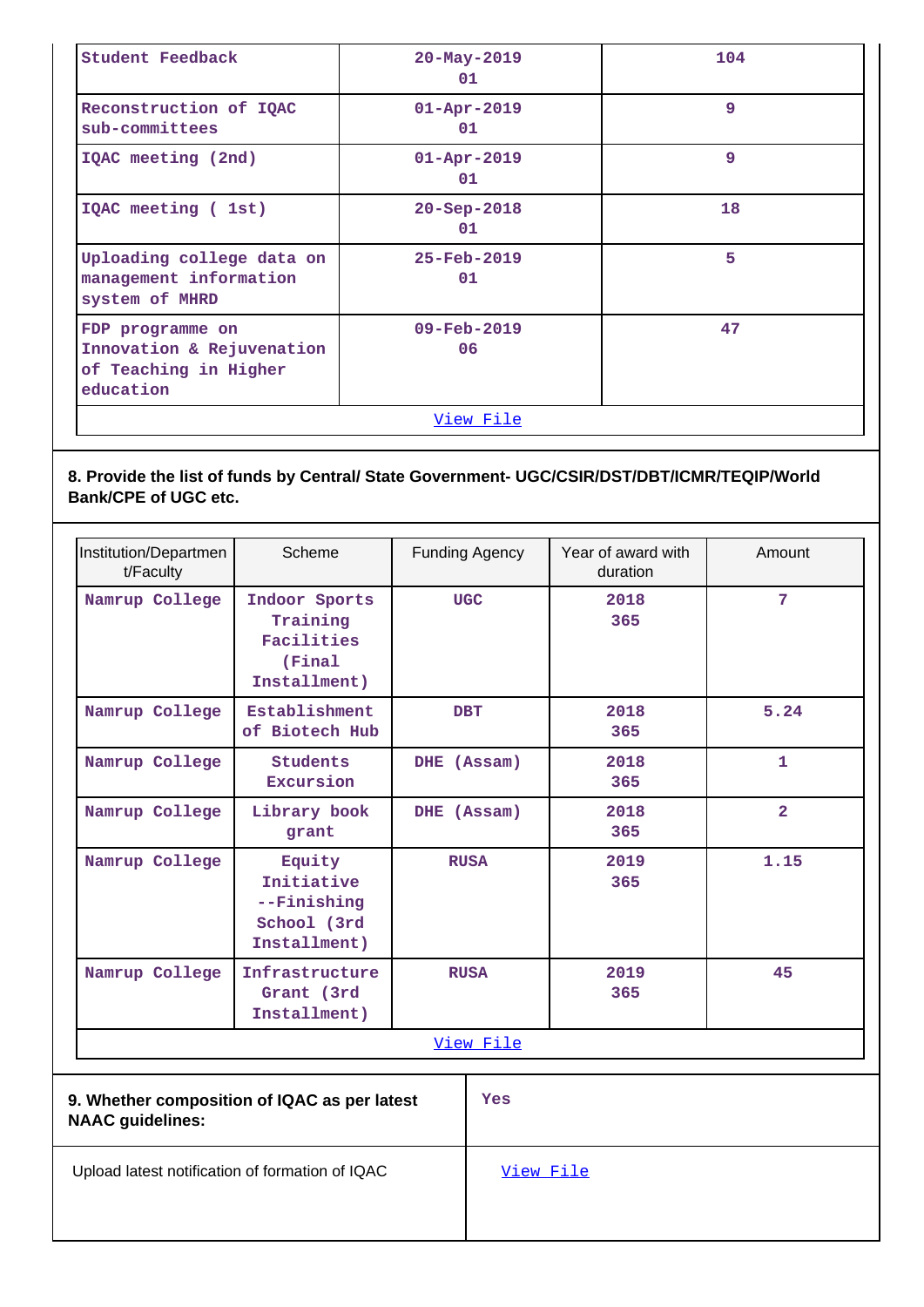| | | |
|---|---|---|
| Student Feedback | 20-May-2019 01 | 104 |
| Reconstruction of IQAC sub-committees | 01-Apr-2019 01 | 9 |
| IQAC meeting (2nd) | 01-Apr-2019 01 | 9 |
| IQAC meeting ( 1st) | 20-Sep-2018 01 | 18 |
| Uploading college data on management information system of MHRD | 25-Feb-2019 01 | 5 |
| FDP programme on Innovation & Rejuvenation of Teaching in Higher education | 09-Feb-2019 06 | 47 |
| View File | | |

**8. Provide the list of funds by Central/ State Government- UGC/CSIR/DST/DBT/ICMR/TEQIP/World Bank/CPE of UGC etc.**

| Institution/Department/Faculty | Scheme | Funding Agency | Year of award with duration | Amount |
|---|---|---|---|---|
| Namrup College | Indoor Sports Training Facilities (Final Installment) | UGC | 2018 365 | 7 |
| Namrup College | Establishment of Biotech Hub | DBT | 2018 365 | 5.24 |
| Namrup College | Students Excursion | DHE (Assam) | 2018 365 | 1 |
| Namrup College | Library book grant | DHE (Assam) | 2018 365 | 2 |
| Namrup College | Equity Initiative --Finishing School (3rd Installment) | RUSA | 2019 365 | 1.15 |
| Namrup College | Infrastructure Grant (3rd Installment) | RUSA | 2019 365 | 45 |
| View File | | | | |

| | |
|---|---|
| **9. Whether composition of IQAC as per latest NAAC guidelines:** | Yes |
| Upload latest notification of formation of IQAC | View File |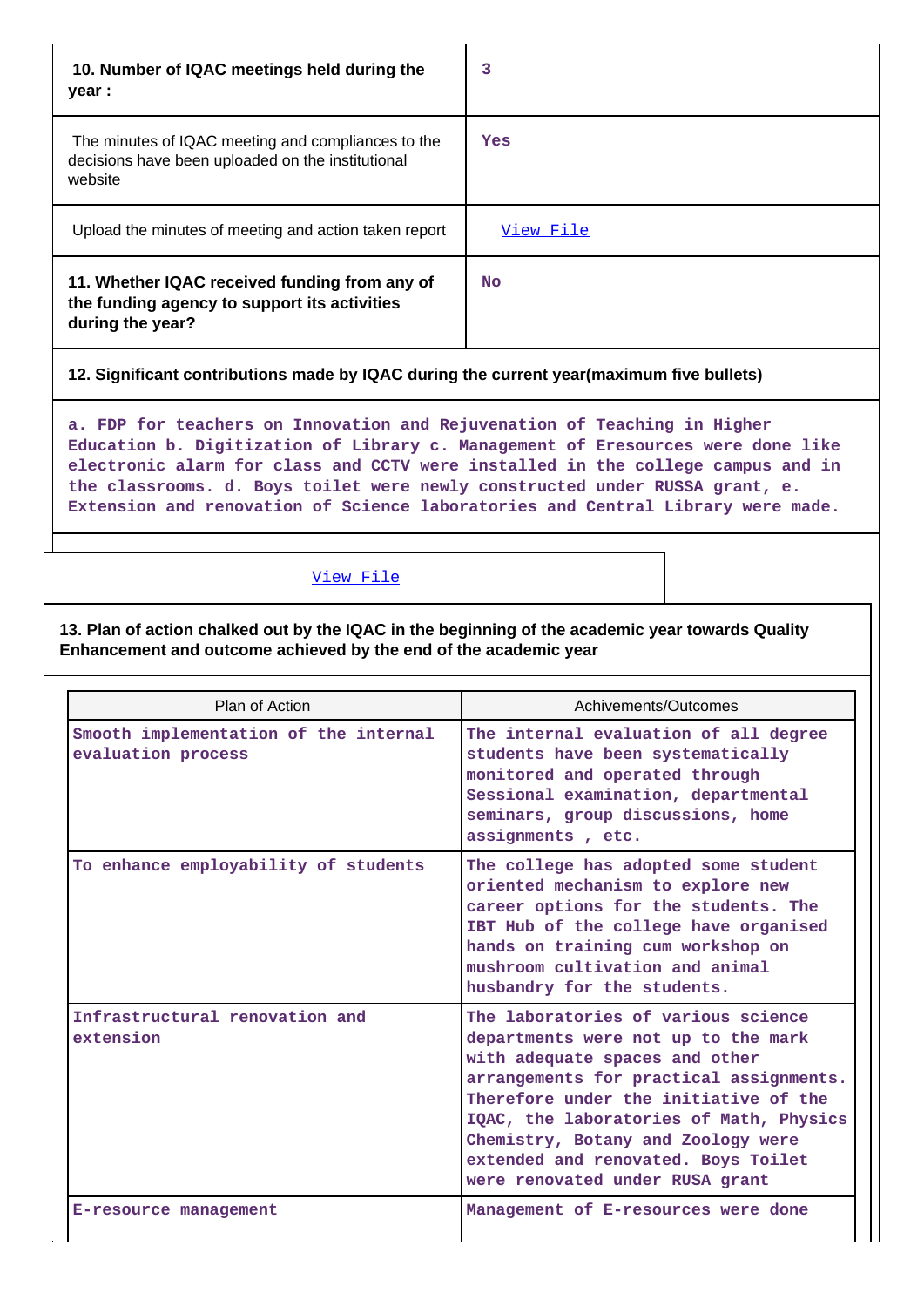| | |
|---|---|
| **10. Number of IQAC meetings held during the year :** | 3 |
| The minutes of IQAC meeting and compliances to the decisions have been uploaded on the institutional website | Yes |
| Upload the minutes of meeting and action taken report | View File |
| **11. Whether IQAC received funding from any of the funding agency to support its activities during the year?** | No |

**12. Significant contributions made by IQAC during the current year(maximum five bullets)**

a. FDP for teachers on Innovation and Rejuvenation of Teaching in Higher Education b. Digitization of Library c. Management of Eresources were done like electronic alarm for class and CCTV were installed in the college campus and in the classrooms. d. Boys toilet were newly constructed under RUSSA grant, e. Extension and renovation of Science laboratories and Central Library were made.

View File

**13. Plan of action chalked out by the IQAC in the beginning of the academic year towards Quality Enhancement and outcome achieved by the end of the academic year**

| Plan of Action | Achivements/Outcomes |
|---|---|
| Smooth implementation of the internal evaluation process | The internal evaluation of all degree students have been systematically monitored and operated through Sessional examination, departmental seminars, group discussions, home assignments , etc. |
| To enhance employability of students | The college has adopted some student oriented mechanism to explore new career options for the students. The IBT Hub of the college have organised hands on training cum workshop on mushroom cultivation and animal husbandry for the students. |
| Infrastructural renovation and extension | The laboratories of various science departments were not up to the mark with adequate spaces and other arrangements for practical assignments. Therefore under the initiative of the IQAC, the laboratories of Math, Physics Chemistry, Botany and Zoology were extended and renovated. Boys Toilet were renovated under RUSA grant |
| E-resource management | Management of E-resources were done |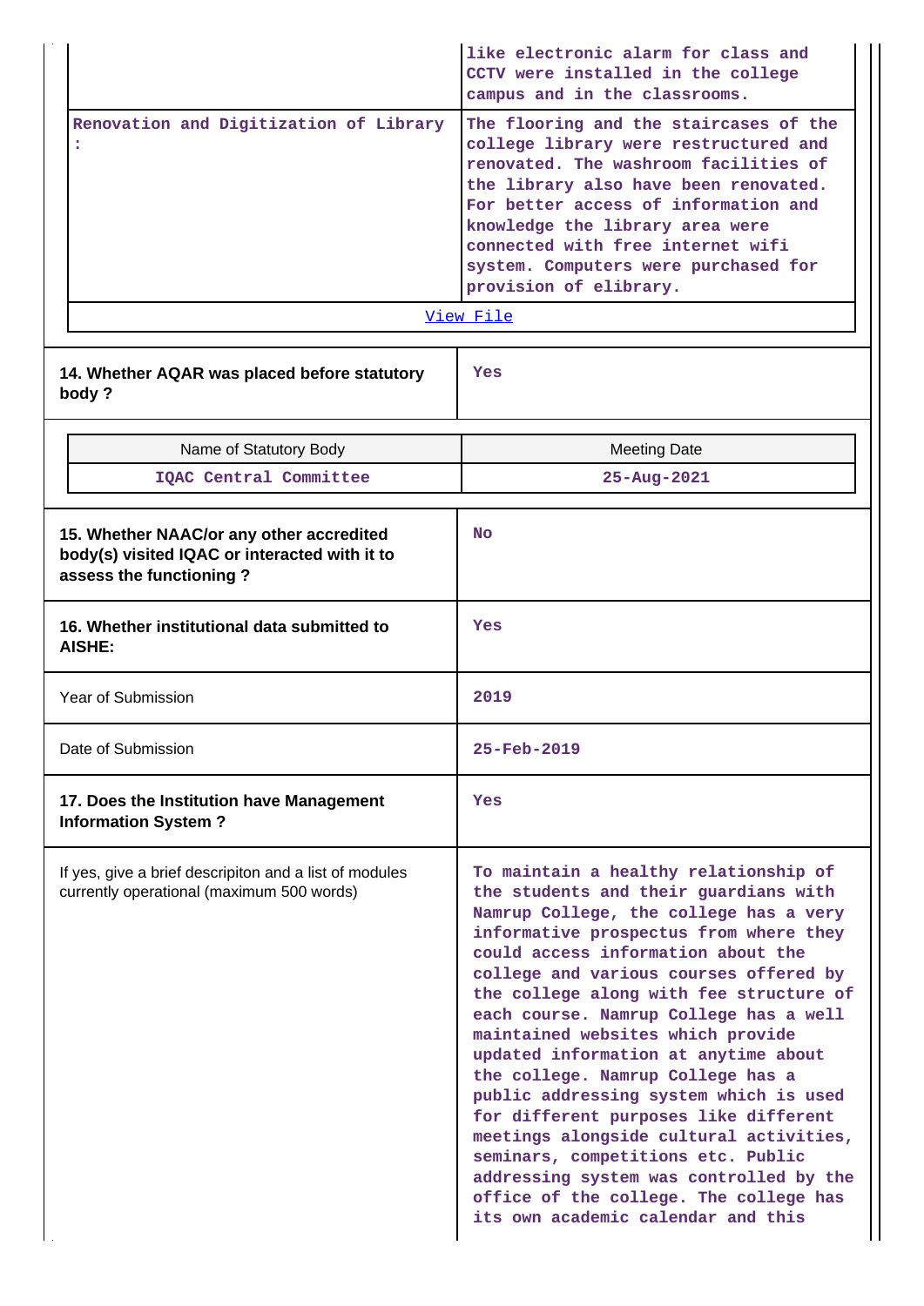| | |
|---|---|
| | like electronic alarm for class and CCTV were installed in the college campus and in the classrooms. |
| Renovation and Digitization of Library : | The flooring and the staircases of the college library were restructured and renovated. The washroom facilities of the library also have been renovated. For better access of information and knowledge the library area were connected with free internet wifi system. Computers were purchased for provision of elibrary. |

View File

| | |
|---|---|
| **14. Whether AQAR was placed before statutory body ?** | Yes |

| Name of Statutory Body | Meeting Date |
|---|---|
| IQAC Central Committee | 25-Aug-2021 |

| | |
|---|---|
| **15. Whether NAAC/or any other accredited body(s) visited IQAC or interacted with it to assess the functioning ?** | No |
| **16. Whether institutional data submitted to AISHE:** | Yes |
| Year of Submission | 2019 |
| Date of Submission | 25-Feb-2019 |
| **17. Does the Institution have Management Information System ?** | Yes |
| If yes, give a brief descripiton and a list of modules currently operational (maximum 500 words) | To maintain a healthy relationship of the students and their guardians with Namrup College, the college has a very informative prospectus from where they could access information about the college and various courses offered by the college along with fee structure of each course. Namrup College has a well maintained websites which provide updated information at anytime about the college. Namrup College has a public addressing system which is used for different purposes like different meetings alongside cultural activities, seminars, competitions etc. Public addressing system was controlled by the office of the college. The college has its own academic calendar and this |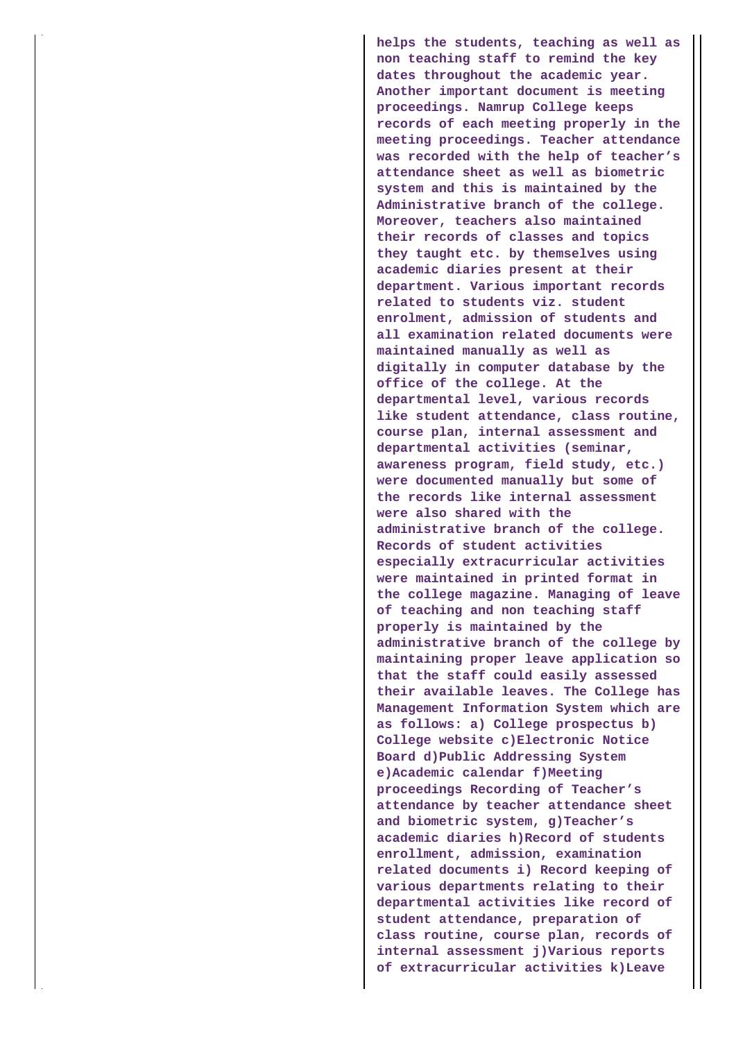**helps the students, teaching as well as non teaching staff to remind the key dates throughout the academic year. Another important document is meeting proceedings. Namrup College keeps records of each meeting properly in the meeting proceedings. Teacher attendance was recorded with the help of teacher's attendance sheet as well as biometric system and this is maintained by the Administrative branch of the college. Moreover, teachers also maintained their records of classes and topics they taught etc. by themselves using academic diaries present at their department. Various important records related to students viz. student enrolment, admission of students and all examination related documents were maintained manually as well as digitally in computer database by the office of the college. At the departmental level, various records like student attendance, class routine, course plan, internal assessment and departmental activities (seminar, awareness program, field study, etc.) were documented manually but some of the records like internal assessment were also shared with the administrative branch of the college. Records of student activities especially extracurricular activities were maintained in printed format in the college magazine. Managing of leave of teaching and non teaching staff properly is maintained by the administrative branch of the college by maintaining proper leave application so that the staff could easily assessed their available leaves. The College has Management Information System which are as follows: a) College prospectus b) College website c)Electronic Notice Board d)Public Addressing System e)Academic calendar f)Meeting proceedings Recording of Teacher's attendance by teacher attendance sheet and biometric system, g)Teacher's academic diaries h)Record of students enrollment, admission, examination related documents i) Record keeping of various departments relating to their departmental activities like record of student attendance, preparation of class routine, course plan, records of internal assessment j)Various reports of extracurricular activities k)Leave**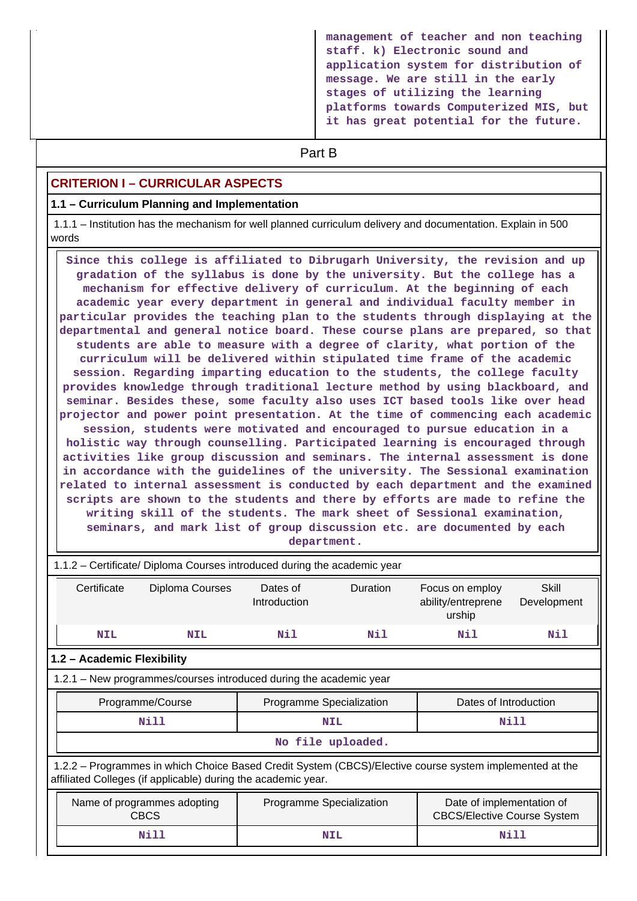| | management of teacher and non teaching staff. k) Electronic sound and application system for distribution of message. We are still in the early stages of utilizing the learning platforms towards Computerized MIS, but it has great potential for the future. |
|---|---|

## Part B

### CRITERION I – CURRICULAR ASPECTS

#### 1.1 – Curriculum Planning and Implementation

1.1.1 – Institution has the mechanism for well planned curriculum delivery and documentation. Explain in 500 words

Since this college is affiliated to Dibrugarh University, the revision and up gradation of the syllabus is done by the university. But the college has a mechanism for effective delivery of curriculum. At the beginning of each academic year every department in general and individual faculty member in particular provides the teaching plan to the students through displaying at the departmental and general notice board. These course plans are prepared, so that students are able to measure with a degree of clarity, what portion of the curriculum will be delivered within stipulated time frame of the academic session. Regarding imparting education to the students, the college faculty provides knowledge through traditional lecture method by using blackboard, and seminar. Besides these, some faculty also uses ICT based tools like over head projector and power point presentation. At the time of commencing each academic session, students were motivated and encouraged to pursue education in a holistic way through counselling. Participated learning is encouraged through activities like group discussion and seminars. The internal assessment is done in accordance with the guidelines of the university. The Sessional examination related to internal assessment is conducted by each department and the examined scripts are shown to the students and there by efforts are made to refine the writing skill of the students. The mark sheet of Sessional examination, seminars, and mark list of group discussion etc. are documented by each department.

1.1.2 – Certificate/ Diploma Courses introduced during the academic year

| Certificate | Diploma Courses | Dates of Introduction | Duration | Focus on employ ability/entreprene urship | Skill Development |
|---|---|---|---|---|---|
| NIL | NIL | Nil | Nil | Nil | Nil |

#### 1.2 – Academic Flexibility

1.2.1 – New programmes/courses introduced during the academic year

| Programme/Course | Programme Specialization | Dates of Introduction |
|---|---|---|
| Nill | NIL | Nill |
| No file uploaded. | | |

1.2.2 – Programmes in which Choice Based Credit System (CBCS)/Elective course system implemented at the affiliated Colleges (if applicable) during the academic year.

| Name of programmes adopting CBCS | Programme Specialization | Date of implementation of CBCS/Elective Course System |
|---|---|---|
| Nill | NIL | Nill |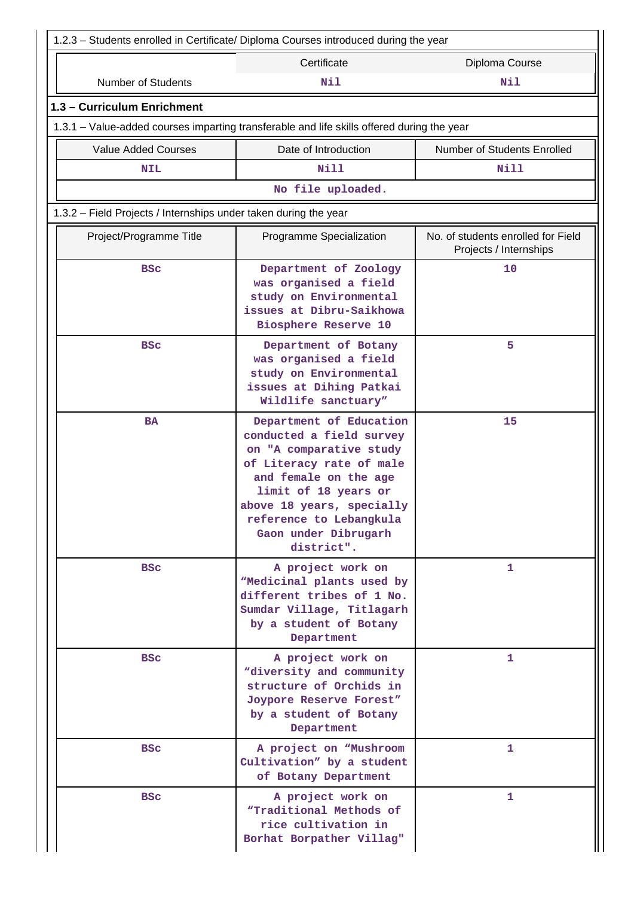1.2.3 – Students enrolled in Certificate/ Diploma Courses introduced during the year

|  | Certificate | Diploma Course |
|---|---|---|
| Number of Students | Nil | Nil |

## 1.3 – Curriculum Enrichment

1.3.1 – Value-added courses imparting transferable and life skills offered during the year

| Value Added Courses | Date of Introduction | Number of Students Enrolled |
|---|---|---|
| NIL | Nill | Nill |

No file uploaded.

1.3.2 – Field Projects / Internships under taken during the year

| Project/Programme Title | Programme Specialization | No. of students enrolled for Field Projects / Internships |
|---|---|---|
| BSc | Department of Zoology was organised a field study on Environmental issues at Dibru-Saikhowa Biosphere Reserve 10 | 10 |
| BSc | Department of Botany was organised a field study on Environmental issues at Dihing Patkai Wildlife sanctuary” | 5 |
| BA | Department of Education conducted a field survey on "A comparative study of Literacy rate of male and female on the age limit of 18 years or above 18 years, specially reference to Lebangkula Gaon under Dibrugarh district". | 15 |
| BSc | A project work on “Medicinal plants used by different tribes of 1 No. Sumdar Village, Titlagarh by a student of Botany Department | 1 |
| BSc | A project work on “diversity and community structure of Orchids in Joypore Reserve Forest” by a student of Botany Department | 1 |
| BSc | A project on “Mushroom Cultivation” by a student of Botany Department | 1 |
| BSc | A project work on “Traditional Methods of rice cultivation in Borhat Borpather Villag" | 1 |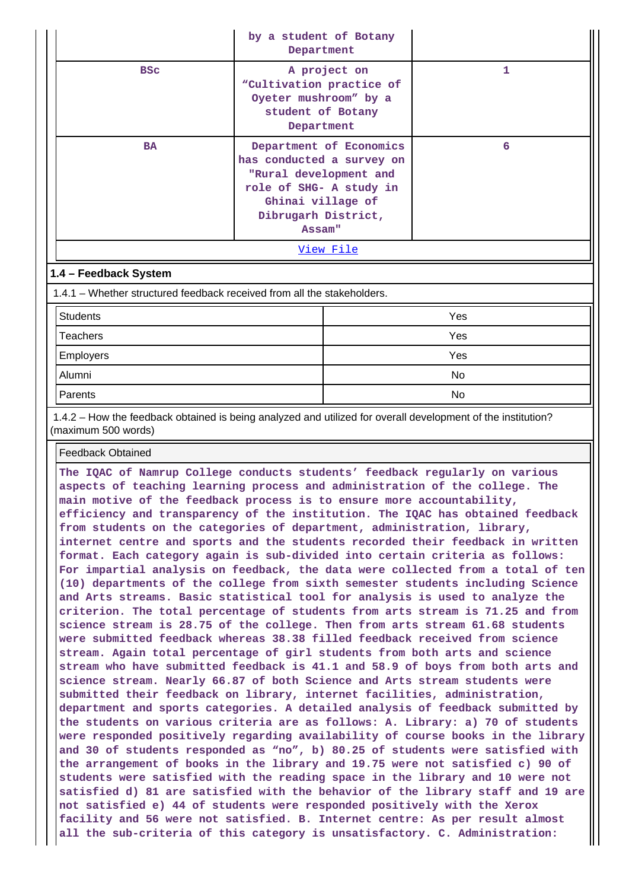| | | |
|---|---|---|
| | by a student of Botany Department | |
| BSc | A project on "Cultivation practice of Oyeter mushroom" by a student of Botany Department | 1 |
| BA | Department of Economics has conducted a survey on "Rural development and role of SHG- A study in Ghinai village of Dibrugarh District, Assam" | 6 |

View File

## 1.4 – Feedback System

1.4.1 – Whether structured feedback received from all the stakeholders.

| | |
|---|---|
| Students | Yes |
| Teachers | Yes |
| Employers | Yes |
| Alumni | No |
| Parents | No |

1.4.2 – How the feedback obtained is being analyzed and utilized for overall development of the institution? (maximum 500 words)

**Feedback Obtained**

The IQAC of Namrup College conducts students' feedback regularly on various aspects of teaching learning process and administration of the college. The main motive of the feedback process is to ensure more accountability, efficiency and transparency of the institution. The IQAC has obtained feedback from students on the categories of department, administration, library, internet centre and sports and the students recorded their feedback in written format. Each category again is sub-divided into certain criteria as follows: For impartial analysis on feedback, the data were collected from a total of ten (10) departments of the college from sixth semester students including Science and Arts streams. Basic statistical tool for analysis is used to analyze the criterion. The total percentage of students from arts stream is 71.25 and from science stream is 28.75 of the college. Then from arts stream 61.68 students were submitted feedback whereas 38.38 filled feedback received from science stream. Again total percentage of girl students from both arts and science stream who have submitted feedback is 41.1 and 58.9 of boys from both arts and science stream. Nearly 66.87 of both Science and Arts stream students were submitted their feedback on library, internet facilities, administration, department and sports categories. A detailed analysis of feedback submitted by the students on various criteria are as follows: A. Library: a) 70 of students were responded positively regarding availability of course books in the library and 30 of students responded as "no", b) 80.25 of students were satisfied with the arrangement of books in the library and 19.75 were not satisfied c) 90 of students were satisfied with the reading space in the library and 10 were not satisfied d) 81 are satisfied with the behavior of the library staff and 19 are not satisfied e) 44 of students were responded positively with the Xerox facility and 56 were not satisfied. B. Internet centre: As per result almost all the sub-criteria of this category is unsatisfactory. C. Administration: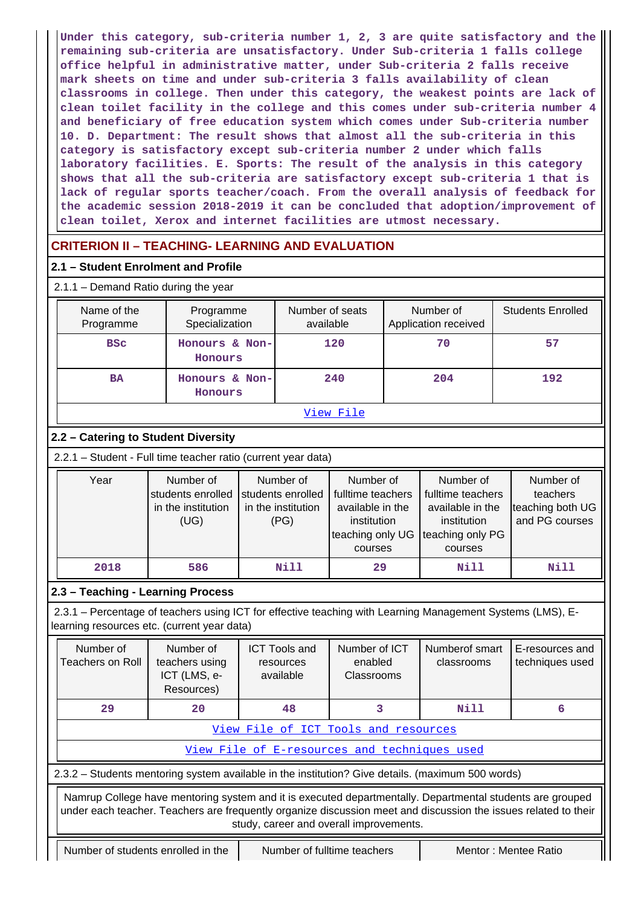Under this category, sub-criteria number 1, 2, 3 are quite satisfactory and the remaining sub-criteria are unsatisfactory. Under Sub-criteria 1 falls college office helpful in administrative matter, under Sub-criteria 2 falls receive mark sheets on time and under sub-criteria 3 falls availability of clean classrooms in college. Then under this category, the weakest points are lack of clean toilet facility in the college and this comes under sub-criteria number 4 and beneficiary of free education system which comes under Sub-criteria number 10. D. Department: The result shows that almost all the sub-criteria in this category is satisfactory except sub-criteria number 2 under which falls laboratory facilities. E. Sports: The result of the analysis in this category shows that all the sub-criteria are satisfactory except sub-criteria 1 that is lack of regular sports teacher/coach. From the overall analysis of feedback for the academic session 2018-2019 it can be concluded that adoption/improvement of clean toilet, Xerox and internet facilities are utmost necessary.

## CRITERION II – TEACHING- LEARNING AND EVALUATION

### 2.1 – Student Enrolment and Profile

2.1.1 – Demand Ratio during the year

| Name of the Programme | Programme Specialization | Number of seats available | Number of Application received | Students Enrolled |
|---|---|---|---|---|
| BSc | Honours & Non-Honours | 120 | 70 | 57 |
| BA | Honours & Non-Honours | 240 | 204 | 192 |

View File

### 2.2 – Catering to Student Diversity

2.2.1 – Student - Full time teacher ratio (current year data)

| Year | Number of students enrolled in the institution (UG) | Number of students enrolled in the institution (PG) | Number of fulltime teachers available in the institution teaching only UG courses | Number of fulltime teachers available in the institution teaching only PG courses | Number of teachers teaching both UG and PG courses |
|---|---|---|---|---|---|
| 2018 | 586 | Nill | 29 | Nill | Nill |

### 2.3 – Teaching - Learning Process

2.3.1 – Percentage of teachers using ICT for effective teaching with Learning Management Systems (LMS), E-learning resources etc. (current year data)

| Number of Teachers on Roll | Number of teachers using ICT (LMS, e-Resources) | ICT Tools and resources available | Number of ICT enabled Classrooms | Numberof smart classrooms | E-resources and techniques used |
|---|---|---|---|---|---|
| 29 | 20 | 48 | 3 | Nill | 6 |

View File of ICT Tools and resources

View File of E-resources and techniques used

2.3.2 – Students mentoring system available in the institution? Give details. (maximum 500 words)

Namrup College have mentoring system and it is executed departmentally. Departmental students are grouped under each teacher. Teachers are frequently organize discussion meet and discussion the issues related to their study, career and overall improvements.

| Number of students enrolled in the | Number of fulltime teachers | Mentor : Mentee Ratio |
|---|---|---|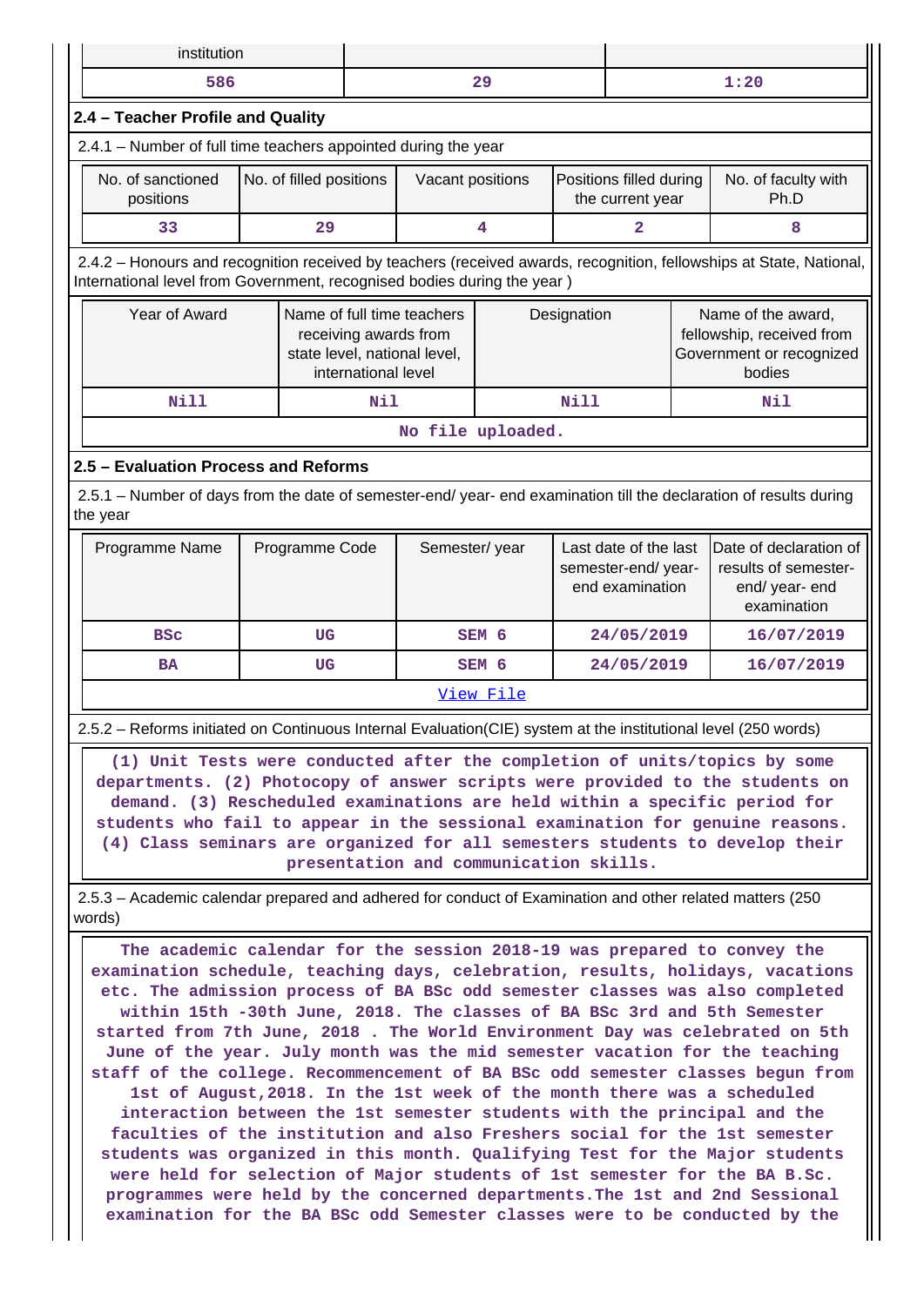| institution | | |
|---|---|---|
| 586 | 29 | 1:20 |

## 2.4 – Teacher Profile and Quality

2.4.1 – Number of full time teachers appointed during the year

| No. of sanctioned positions | No. of filled positions | Vacant positions | Positions filled during the current year | No. of faculty with Ph.D |
|---|---|---|---|---|
| 33 | 29 | 4 | 2 | 8 |

2.4.2 – Honours and recognition received by teachers (received awards, recognition, fellowships at State, National, International level from Government, recognised bodies during the year )

| Year of Award | Name of full time teachers receiving awards from state level, national level, international level | Designation | Name of the award, fellowship, received from Government or recognized bodies |
|---|---|---|---|
| Nill | Nil | Nill | Nil |
| No file uploaded. | | | |

## 2.5 – Evaluation Process and Reforms

2.5.1 – Number of days from the date of semester-end/ year- end examination till the declaration of results during the year

| Programme Name | Programme Code | Semester/ year | Last date of the last semester-end/ year- end examination | Date of declaration of results of semester-end/ year- end examination |
|---|---|---|---|---|
| BSc | UG | SEM 6 | 24/05/2019 | 16/07/2019 |
| BA | UG | SEM 6 | 24/05/2019 | 16/07/2019 |
| View File | | | | |

2.5.2 – Reforms initiated on Continuous Internal Evaluation(CIE) system at the institutional level (250 words)

(1) Unit Tests were conducted after the completion of units/topics by some departments. (2) Photocopy of answer scripts were provided to the students on demand. (3) Rescheduled examinations are held within a specific period for students who fail to appear in the sessional examination for genuine reasons. (4) Class seminars are organized for all semesters students to develop their presentation and communication skills.

2.5.3 – Academic calendar prepared and adhered for conduct of Examination and other related matters (250 words)

The academic calendar for the session 2018-19 was prepared to convey the examination schedule, teaching days, celebration, results, holidays, vacations etc. The admission process of BA BSc odd semester classes was also completed within 15th -30th June, 2018. The classes of BA BSc 3rd and 5th Semester started from 7th June, 2018 . The World Environment Day was celebrated on 5th June of the year. July month was the mid semester vacation for the teaching staff of the college. Recommencement of BA BSc odd semester classes begun from 1st of August,2018. In the 1st week of the month there was a scheduled interaction between the 1st semester students with the principal and the faculties of the institution and also Freshers social for the 1st semester students was organized in this month. Qualifying Test for the Major students were held for selection of Major students of 1st semester for the BA B.Sc. programmes were held by the concerned departments.The 1st and 2nd Sessional examination for the BA BSc odd Semester classes were to be conducted by the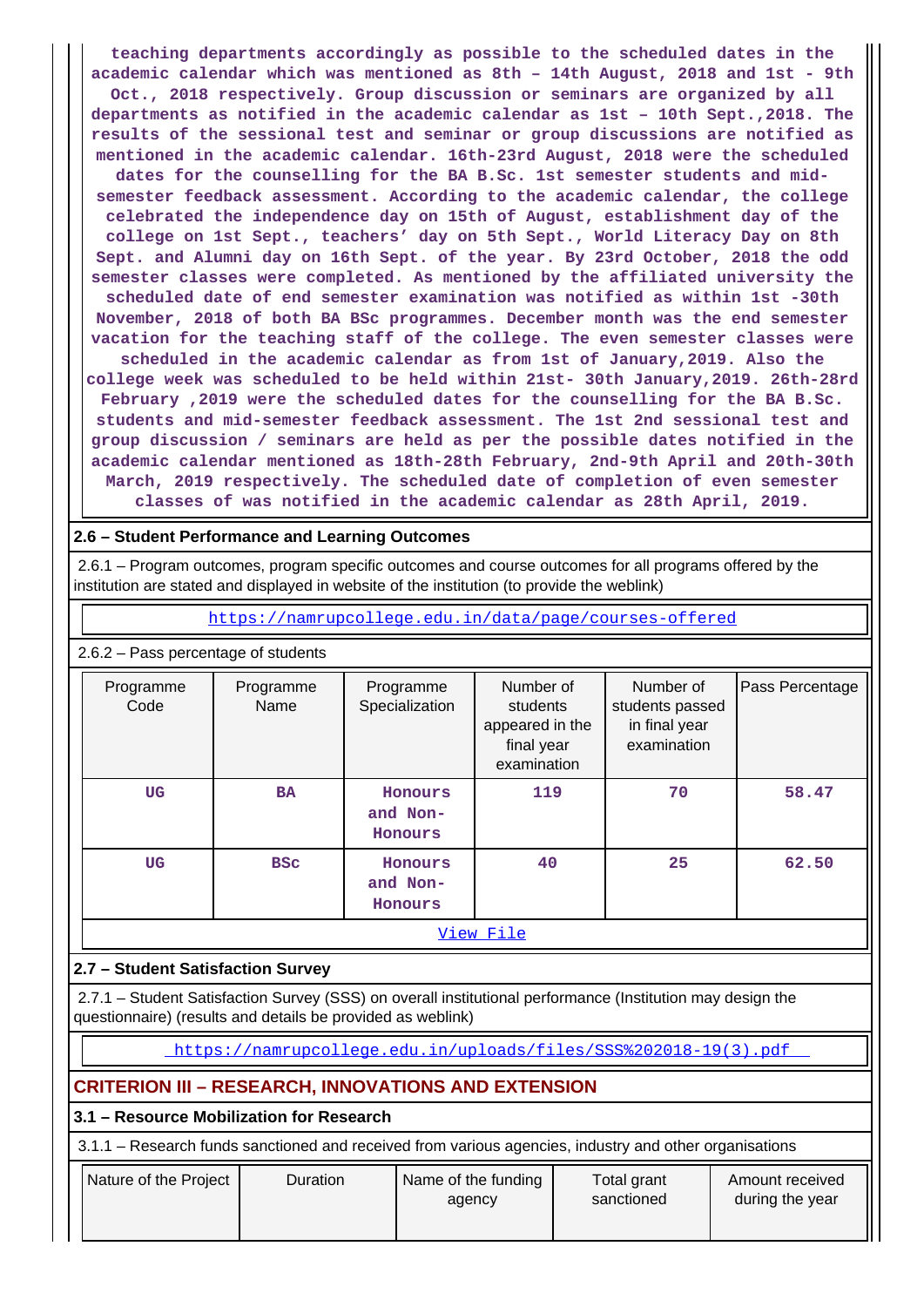teaching departments accordingly as possible to the scheduled dates in the academic calendar which was mentioned as 8th – 14th August, 2018 and 1st - 9th Oct., 2018 respectively. Group discussion or seminars are organized by all departments as notified in the academic calendar as 1st – 10th Sept.,2018. The results of the sessional test and seminar or group discussions are notified as mentioned in the academic calendar. 16th-23rd August, 2018 were the scheduled dates for the counselling for the BA B.Sc. 1st semester students and mid-semester feedback assessment. According to the academic calendar, the college celebrated the independence day on 15th of August, establishment day of the college on 1st Sept., teachers' day on 5th Sept., World Literacy Day on 8th Sept. and Alumni day on 16th Sept. of the year. By 23rd October, 2018 the odd semester classes were completed. As mentioned by the affiliated university the scheduled date of end semester examination was notified as within 1st -30th November, 2018 of both BA BSc programmes. December month was the end semester vacation for the teaching staff of the college. The even semester classes were scheduled in the academic calendar as from 1st of January,2019. Also the college week was scheduled to be held within 21st- 30th January,2019. 26th-28rd February ,2019 were the scheduled dates for the counselling for the BA B.Sc. students and mid-semester feedback assessment. The 1st 2nd sessional test and group discussion / seminars are held as per the possible dates notified in the academic calendar mentioned as 18th-28th February, 2nd-9th April and 20th-30th March, 2019 respectively. The scheduled date of completion of even semester classes of was notified in the academic calendar as 28th April, 2019.

### 2.6 – Student Performance and Learning Outcomes

2.6.1 – Program outcomes, program specific outcomes and course outcomes for all programs offered by the institution are stated and displayed in website of the institution (to provide the weblink)

https://namrupcollege.edu.in/data/page/courses-offered

2.6.2 – Pass percentage of students

| Programme Code | Programme Name | Programme Specialization | Number of students appeared in the final year examination | Number of students passed in final year examination | Pass Percentage |
|---|---|---|---|---|---|
| UG | BA | Honours and Non-Honours | 119 | 70 | 58.47 |
| UG | BSc | Honours and Non-Honours | 40 | 25 | 62.50 |

View File

### 2.7 – Student Satisfaction Survey

2.7.1 – Student Satisfaction Survey (SSS) on overall institutional performance (Institution may design the questionnaire) (results and details be provided as weblink)

https://namrupcollege.edu.in/uploads/files/SSS%202018-19(3).pdf

## CRITERION III – RESEARCH, INNOVATIONS AND EXTENSION

### 3.1 – Resource Mobilization for Research

3.1.1 – Research funds sanctioned and received from various agencies, industry and other organisations

| Nature of the Project | Duration | Name of the funding agency | Total grant sanctioned | Amount received during the year |
|---|---|---|---|---|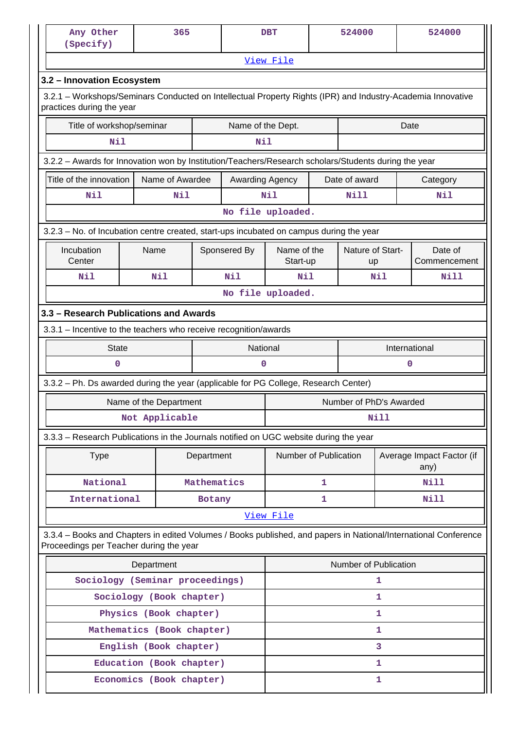| Any Other (Specify) | 365 | DBT | 524000 | 524000 |
|---|---|---|---|---|
| View File | | | | |

### 3.2 – Innovation Ecosystem

3.2.1 – Workshops/Seminars Conducted on Intellectual Property Rights (IPR) and Industry-Academia Innovative practices during the year

| Title of workshop/seminar | Name of the Dept. | Date |
|---|---|---|
| Nil | Nil | |

3.2.2 – Awards for Innovation won by Institution/Teachers/Research scholars/Students during the year

| Title of the innovation | Name of Awardee | Awarding Agency | Date of award | Category |
|---|---|---|---|---|
| Nil | Nil | Nil | Nill | Nil |
| No file uploaded. | | | | |

3.2.3 – No. of Incubation centre created, start-ups incubated on campus during the year

| Incubation Center | Name | Sponsered By | Name of the Start-up | Nature of Start-up | Date of Commencement |
|---|---|---|---|---|---|
| Nil | Nil | Nil | Nil | Nil | Nill |
| No file uploaded. | | | | | |

### 3.3 – Research Publications and Awards

3.3.1 – Incentive to the teachers who receive recognition/awards

| State | National | International |
|---|---|---|
| 0 | 0 | 0 |

3.3.2 – Ph. Ds awarded during the year (applicable for PG College, Research Center)

| Name of the Department | Number of PhD's Awarded |
|---|---|
| Not Applicable | Nill |

3.3.3 – Research Publications in the Journals notified on UGC website during the year

| Type | Department | Number of Publication | Average Impact Factor (if any) |
|---|---|---|---|
| National | Mathematics | 1 | Nill |
| International | Botany | 1 | Nill |
| View File | | | |

3.3.4 – Books and Chapters in edited Volumes / Books published, and papers in National/International Conference Proceedings per Teacher during the year

| Department | Number of Publication |
|---|---|
| Sociology (Seminar proceedings) | 1 |
| Sociology (Book chapter) | 1 |
| Physics (Book chapter) | 1 |
| Mathematics (Book chapter) | 1 |
| English (Book chapter) | 3 |
| Education (Book chapter) | 1 |
| Economics (Book chapter) | 1 |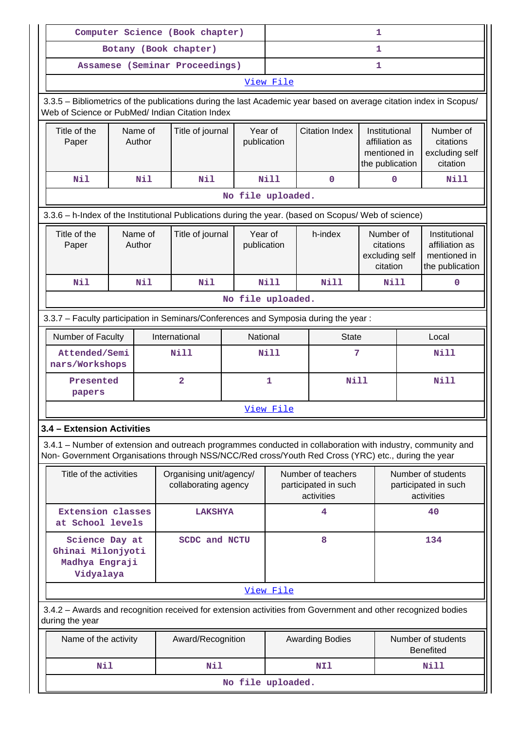| Computer Science (Book chapter) | 1 |
|---|---|
| Botany (Book chapter) | 1 |
| Assamese (Seminar Proceedings) | 1 |
| View File | |

3.3.5 – Bibliometrics of the publications during the last Academic year based on average citation index in Scopus/ Web of Science or PubMed/ Indian Citation Index

| Title of the Paper | Name of Author | Title of journal | Year of publication | Citation Index | Institutional affiliation as mentioned in the publication | Number of citations excluding self citation |
|---|---|---|---|---|---|---|
| Nil | Nil | Nil | Nill | 0 | 0 | Nill |
| No file uploaded. | | | | | | |

3.3.6 – h-Index of the Institutional Publications during the year. (based on Scopus/ Web of science)

| Title of the Paper | Name of Author | Title of journal | Year of publication | h-index | Number of citations excluding self citation | Institutional affiliation as mentioned in the publication |
|---|---|---|---|---|---|---|
| Nil | Nil | Nil | Nill | Nill | Nill | 0 |
| No file uploaded. | | | | | | |

3.3.7 – Faculty participation in Seminars/Conferences and Symposia during the year :

| Number of Faculty | International | National | State | Local |
|---|---|---|---|---|
| Attended/Seminars/Workshops | Nill | Nill | 7 | Nill |
| Presented papers | 2 | 1 | Nill | Nill |
| View File | | | | |

**3.4 – Extension Activities**

3.4.1 – Number of extension and outreach programmes conducted in collaboration with industry, community and Non- Government Organisations through NSS/NCC/Red cross/Youth Red Cross (YRC) etc., during the year

| Title of the activities | Organising unit/agency/ collaborating agency | Number of teachers participated in such activities | Number of students participated in such activities |
|---|---|---|---|
| Extension classes at School levels | LAKSHYA | 4 | 40 |
| Science Day at Ghinai Milonjyoti Madhya Engraji Vidyalaya | SCDC and NCTU | 8 | 134 |
| View File | | | |

3.4.2 – Awards and recognition received for extension activities from Government and other recognized bodies during the year

| Name of the activity | Award/Recognition | Awarding Bodies | Number of students Benefited |
|---|---|---|---|
| Nil | Nil | NIl | Nill |
| No file uploaded. | | | |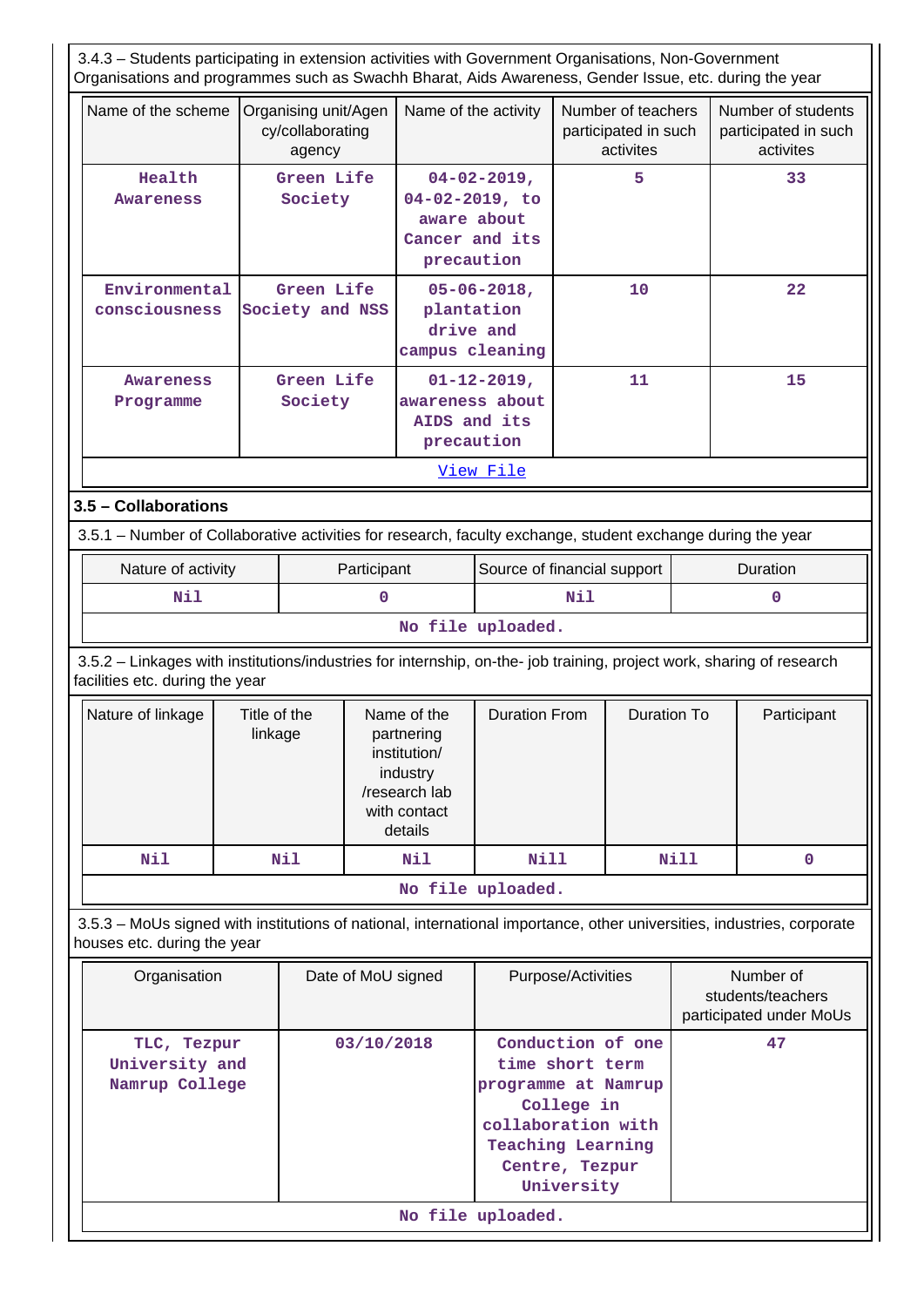3.4.3 – Students participating in extension activities with Government Organisations, Non-Government Organisations and programmes such as Swachh Bharat, Aids Awareness, Gender Issue, etc. during the year

| Name of the scheme | Organising unit/Agency/collaborating agency | Name of the activity | Number of teachers participated in such activites | Number of students participated in such activites |
|---|---|---|---|---|
| Health Awareness | Green Life Society | 04-02-2019, 04-02-2019, to aware about Cancer and its precaution | 5 | 33 |
| Environmental consciousness | Green Life Society and NSS | 05-06-2018, plantation drive and campus cleaning | 10 | 22 |
| Awareness Programme | Green Life Society | 01-12-2019, awareness about AIDS and its precaution | 11 | 15 |

View File

### 3.5 – Collaborations

3.5.1 – Number of Collaborative activities for research, faculty exchange, student exchange during the year

| Nature of activity | Participant | Source of financial support | Duration |
|---|---|---|---|
| Nil | 0 | Nil | 0 |

No file uploaded.

3.5.2 – Linkages with institutions/industries for internship, on-the- job training, project work, sharing of research facilities etc. during the year

| Nature of linkage | Title of the linkage | Name of the partnering institution/ industry /research lab with contact details | Duration From | Duration To | Participant |
|---|---|---|---|---|---|
| Nil | Nil | Nil | Nill | Nill | 0 |

No file uploaded.

3.5.3 – MoUs signed with institutions of national, international importance, other universities, industries, corporate houses etc. during the year

| Organisation | Date of MoU signed | Purpose/Activities | Number of students/teachers participated under MoUs |
|---|---|---|---|
| TLC, Tezpur University and Namrup College | 03/10/2018 | Conduction of one time short term programme at Namrup College in collaboration with Teaching Learning Centre, Tezpur University | 47 |

No file uploaded.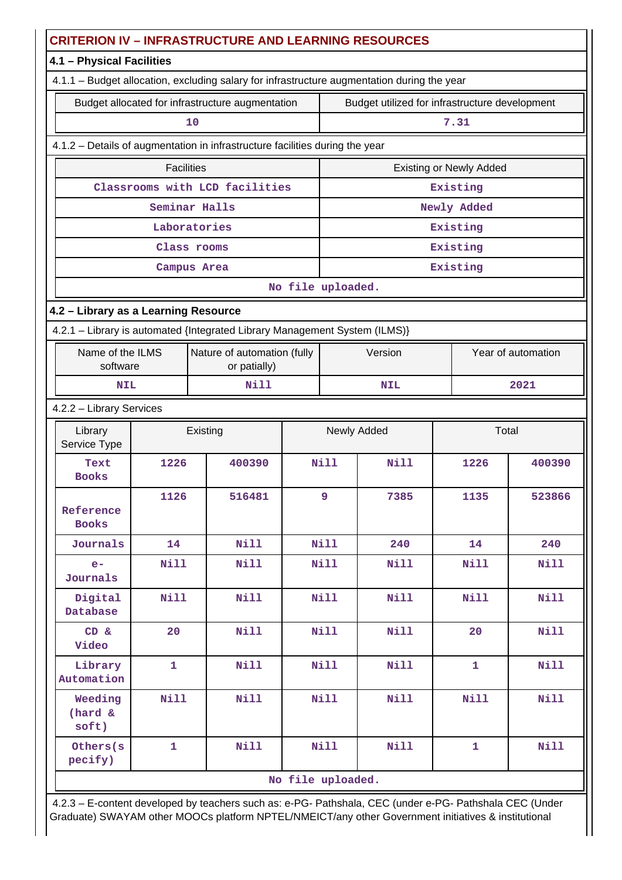## CRITERION IV – INFRASTRUCTURE AND LEARNING RESOURCES

### 4.1 – Physical Facilities

4.1.1 – Budget allocation, excluding salary for infrastructure augmentation during the year

| Budget allocated for infrastructure augmentation | Budget utilized for infrastructure development |
|---|---|
| 10 | 7.31 |

4.1.2 – Details of augmentation in infrastructure facilities during the year

| Facilities | Existing or Newly Added |
|---|---|
| Classrooms with LCD facilities | Existing |
| Seminar Halls | Newly Added |
| Laboratories | Existing |
| Class rooms | Existing |
| Campus Area | Existing |
| No file uploaded. | |

### 4.2 – Library as a Learning Resource

4.2.1 – Library is automated {Integrated Library Management System (ILMS)}

| Name of the ILMS software | Nature of automation (fully or patially) | Version | Year of automation |
|---|---|---|---|
| NIL | Nill | NIL | 2021 |

4.2.2 – Library Services

| Library Service Type | Existing | | Newly Added | | Total | |
|---|---|---|---|---|---|---|
| Text Books | 1226 | 400390 | Nill | Nill | 1226 | 400390 |
| Reference Books | 1126 | 516481 | 9 | 7385 | 1135 | 523866 |
| Journals | 14 | Nill | Nill | 240 | 14 | 240 |
| e-Journals | Nill | Nill | Nill | Nill | Nill | Nill |
| Digital Database | Nill | Nill | Nill | Nill | Nill | Nill |
| CD & Video | 20 | Nill | Nill | Nill | 20 | Nill |
| Library Automation | 1 | Nill | Nill | Nill | 1 | Nill |
| Weeding (hard & soft) | Nill | Nill | Nill | Nill | Nill | Nill |
| Others(specify) | 1 | Nill | Nill | Nill | 1 | Nill |
| No file uploaded. | | | | | | |

4.2.3 – E-content developed by teachers such as: e-PG- Pathshala, CEC (under e-PG- Pathshala CEC (Under Graduate) SWAYAM other MOOCs platform NPTEL/NMEICT/any other Government initiatives & institutional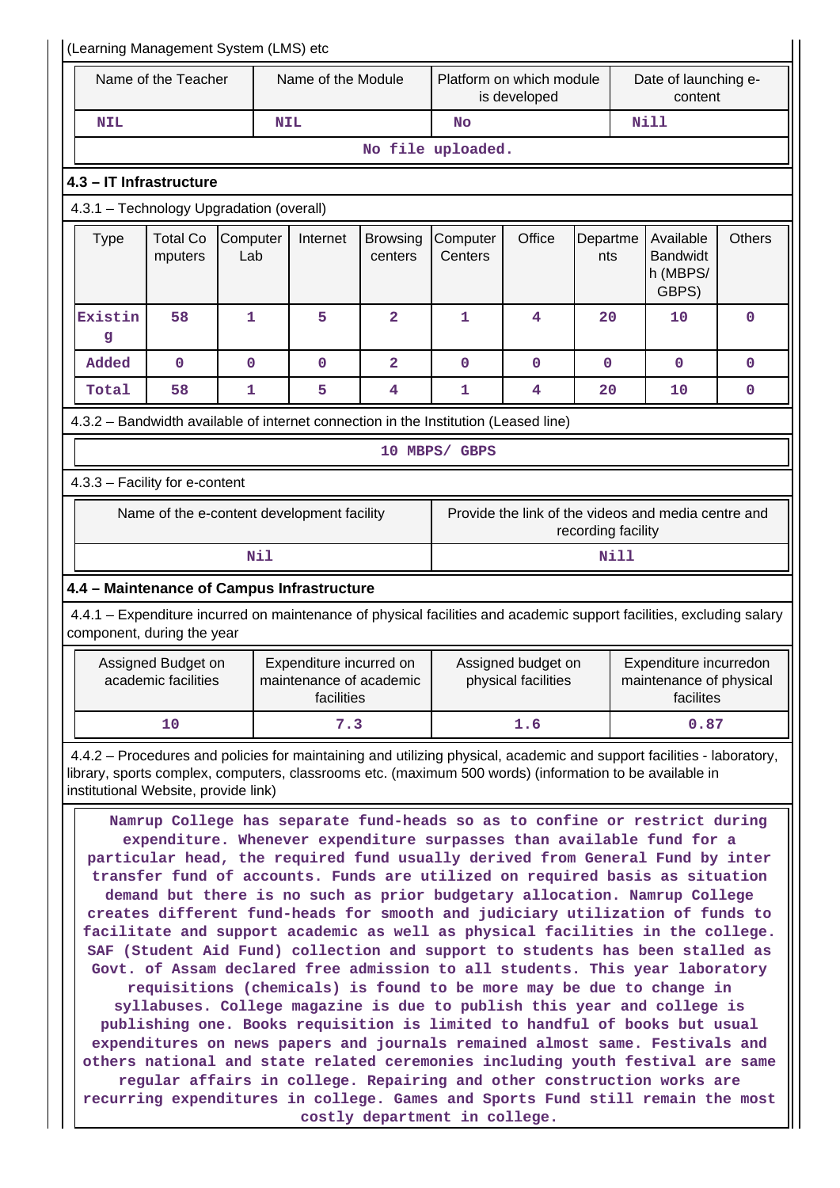(Learning Management System (LMS) etc

| Name of the Teacher | Name of the Module | Platform on which module is developed | Date of launching e-content |
|---|---|---|---|
| NIL | NIL | No | Nill |
| No file uploaded. | | | |

### 4.3 – IT Infrastructure

4.3.1 – Technology Upgradation (overall)

| Type | Total Computers | Computer Lab | Internet | Browsing centers | Computer Centers | Office | Departments | Available Bandwidth (MBPS/ GBPS) | Others |
|---|---|---|---|---|---|---|---|---|---|
| Existing | 58 | 1 | 5 | 2 | 1 | 4 | 20 | 10 | 0 |
| Added | 0 | 0 | 0 | 2 | 0 | 0 | 0 | 0 | 0 |
| Total | 58 | 1 | 5 | 4 | 1 | 4 | 20 | 10 | 0 |

4.3.2 – Bandwidth available of internet connection in the Institution (Leased line)

10 MBPS/ GBPS

4.3.3 – Facility for e-content

| Name of the e-content development facility | Provide the link of the videos and media centre and recording facility |
|---|---|
| Nil | Nill |

### 4.4 – Maintenance of Campus Infrastructure

4.4.1 – Expenditure incurred on maintenance of physical facilities and academic support facilities, excluding salary component, during the year

| Assigned Budget on academic facilities | Expenditure incurred on maintenance of academic facilities | Assigned budget on physical facilities | Expenditure incurredon maintenance of physical facilities |
|---|---|---|---|
| 10 | 7.3 | 1.6 | 0.87 |

4.4.2 – Procedures and policies for maintaining and utilizing physical, academic and support facilities - laboratory, library, sports complex, computers, classrooms etc. (maximum 500 words) (information to be available in institutional Website, provide link)

Namrup College has separate fund-heads so as to confine or restrict during expenditure. Whenever expenditure surpasses than available fund for a particular head, the required fund usually derived from General Fund by inter transfer fund of accounts. Funds are utilized on required basis as situation demand but there is no such as prior budgetary allocation. Namrup College creates different fund-heads for smooth and judiciary utilization of funds to facilitate and support academic as well as physical facilities in the college. SAF (Student Aid Fund) collection and support to students has been stalled as Govt. of Assam declared free admission to all students. This year laboratory requisitions (chemicals) is found to be more may be due to change in syllabuses. College magazine is due to publish this year and college is publishing one. Books requisition is limited to handful of books but usual expenditures on news papers and journals remained almost same. Festivals and others national and state related ceremonies including youth festival are same regular affairs in college. Repairing and other construction works are recurring expenditures in college. Games and Sports Fund still remain the most costly department in college.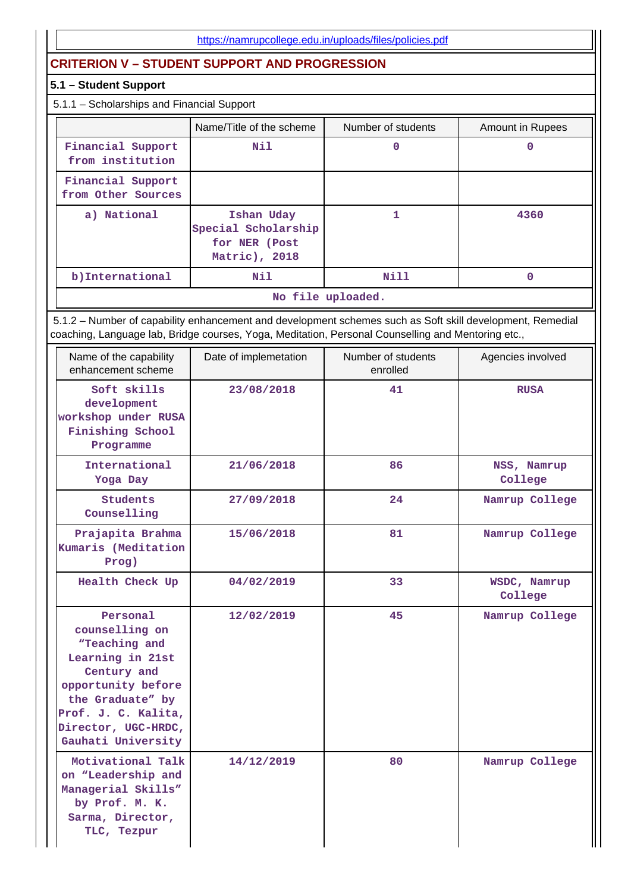https://namrupcollege.edu.in/uploads/files/policies.pdf

## CRITERION V – STUDENT SUPPORT AND PROGRESSION

### 5.1 – Student Support

5.1.1 – Scholarships and Financial Support

| | Name/Title of the scheme | Number of students | Amount in Rupees |
|---|---|---|---|
| Financial Support from institution | Nil | 0 | 0 |
| Financial Support from Other Sources | | | |
| a) National | Ishan Uday Special Scholarship for NER (Post Matric), 2018 | 1 | 4360 |
| b)International | Nil | Nill | 0 |
| No file uploaded. | | | |

5.1.2 – Number of capability enhancement and development schemes such as Soft skill development, Remedial coaching, Language lab, Bridge courses, Yoga, Meditation, Personal Counselling and Mentoring etc.,

| Name of the capability enhancement scheme | Date of implemetation | Number of students enrolled | Agencies involved |
|---|---|---|---|
| Soft skills development workshop under RUSA Finishing School Programme | 23/08/2018 | 41 | RUSA |
| International Yoga Day | 21/06/2018 | 86 | NSS, Namrup College |
| Students Counselling | 27/09/2018 | 24 | Namrup College |
| Prajapita Brahma Kumaris (Meditation Prog) | 15/06/2018 | 81 | Namrup College |
| Health Check Up | 04/02/2019 | 33 | WSDC, Namrup College |
| Personal counselling on "Teaching and Learning in 21st Century and opportunity before the Graduate" by Prof. J. C. Kalita, Director, UGC-HRDC, Gauhati University | 12/02/2019 | 45 | Namrup College |
| Motivational Talk on "Leadership and Managerial Skills" by Prof. M. K. Sarma, Director, TLC, Tezpur | 14/12/2019 | 80 | Namrup College |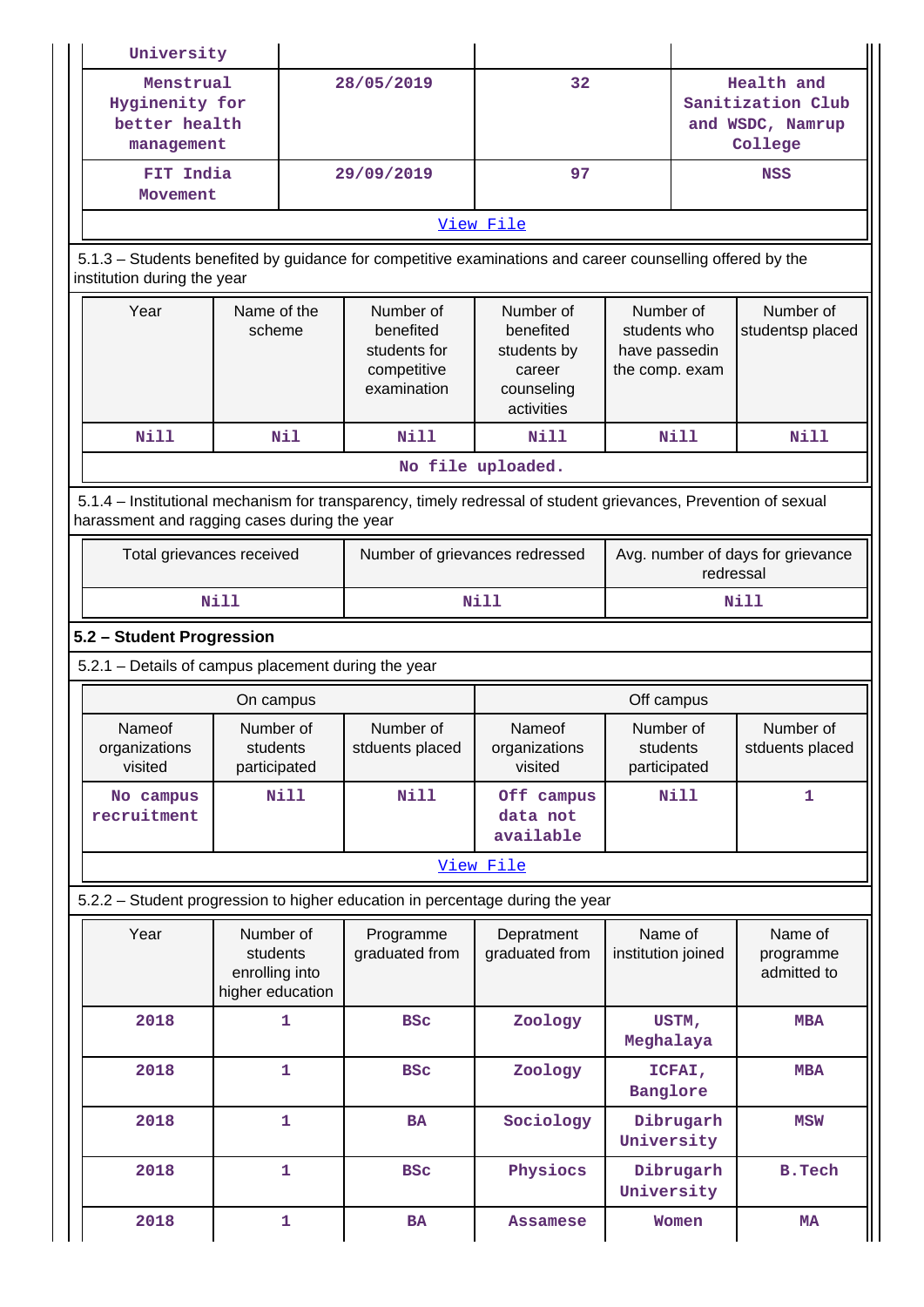| | | | |
|---|---|---|---|
| University | | | |
| Menstrual Hyginenity for better health management | 28/05/2019 | 32 | Health and Sanitization Club and WSDC, Namrup College |
| FIT India Movement | 29/09/2019 | 97 | NSS |

View File

5.1.3 – Students benefited by guidance for competitive examinations and career counselling offered by the institution during the year

| Year | Name of the scheme | Number of benefited students for competitive examination | Number of benefited students by career counseling activities | Number of students who have passedin the comp. exam | Number of studentsp placed |
|---|---|---|---|---|---|
| Nill | Nil | Nill | Nill | Nill | Nill |

No file uploaded.

5.1.4 – Institutional mechanism for transparency, timely redressal of student grievances, Prevention of sexual harassment and ragging cases during the year

| Total grievances received | Number of grievances redressed | Avg. number of days for grievance redressal |
|---|---|---|
| Nill | Nill | Nill |

**5.2 – Student Progression**

5.2.1 – Details of campus placement during the year

| On campus | | | Off campus | | |
|---|---|---|---|---|---|
| Nameof organizations visited | Number of students participated | Number of stduents placed | Nameof organizations visited | Number of students participated | Number of stduents placed |
| No campus recruitment | Nill | Nill | Off campus data not available | Nill | 1 |

View File

5.2.2 – Student progression to higher education in percentage during the year

| Year | Number of students enrolling into higher education | Programme graduated from | Depratment graduated from | Name of institution joined | Name of programme admitted to |
|---|---|---|---|---|---|
| 2018 | 1 | BSc | Zoology | USTM, Meghalaya | MBA |
| 2018 | 1 | BSc | Zoology | ICFAI, Banglore | MBA |
| 2018 | 1 | BA | Sociology | Dibrugarh University | MSW |
| 2018 | 1 | BSc | Physiocs | Dibrugarh University | B.Tech |
| 2018 | 1 | BA | Assamese | Women | MA |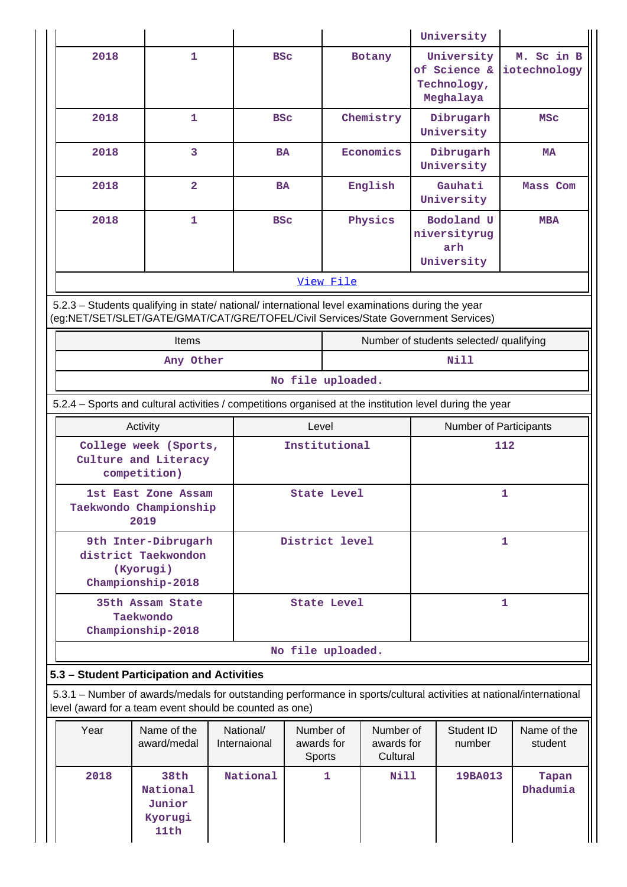| | | | | University | |
|---|---|---|---|---|---|
| 2018 | 1 | BSc | Botany | University of Science & Technology, Meghalaya | M. Sc in Biotechnology |
| 2018 | 1 | BSc | Chemistry | Dibrugarh University | MSc |
| 2018 | 3 | BA | Economics | Dibrugarh University | MA |
| 2018 | 2 | BA | English | Gauhati University | Mass Com |
| 2018 | 1 | BSc | Physics | Bodoland Universityrugarh University | MBA |

View File

5.2.3 – Students qualifying in state/ national/ international level examinations during the year (eg:NET/SET/SLET/GATE/GMAT/CAT/GRE/TOFEL/Civil Services/State Government Services)

| Items | Number of students selected/ qualifying |
|---|---|
| Any Other | Nill |

No file uploaded.

5.2.4 – Sports and cultural activities / competitions organised at the institution level during the year

| Activity | Level | Number of Participants |
|---|---|---|
| College week (Sports, Culture and Literacy competition) | Institutional | 112 |
| 1st East Zone Assam Taekwondo Championship 2019 | State Level | 1 |
| 9th Inter-Dibrugarh district Taekwondon (Kyorugi) Championship-2018 | District level | 1 |
| 35th Assam State Taekwondo Championship-2018 | State Level | 1 |

No file uploaded.

## 5.3 – Student Participation and Activities

5.3.1 – Number of awards/medals for outstanding performance in sports/cultural activities at national/international level (award for a team event should be counted as one)

| Year | Name of the award/medal | National/ Internaional | Number of awards for Sports | Number of awards for Cultural | Student ID number | Name of the student |
|---|---|---|---|---|---|---|
| 2018 | 38th National Junior Kyorugi 11th | National | 1 | Nill | 19BA013 | Tapan Dhadumia |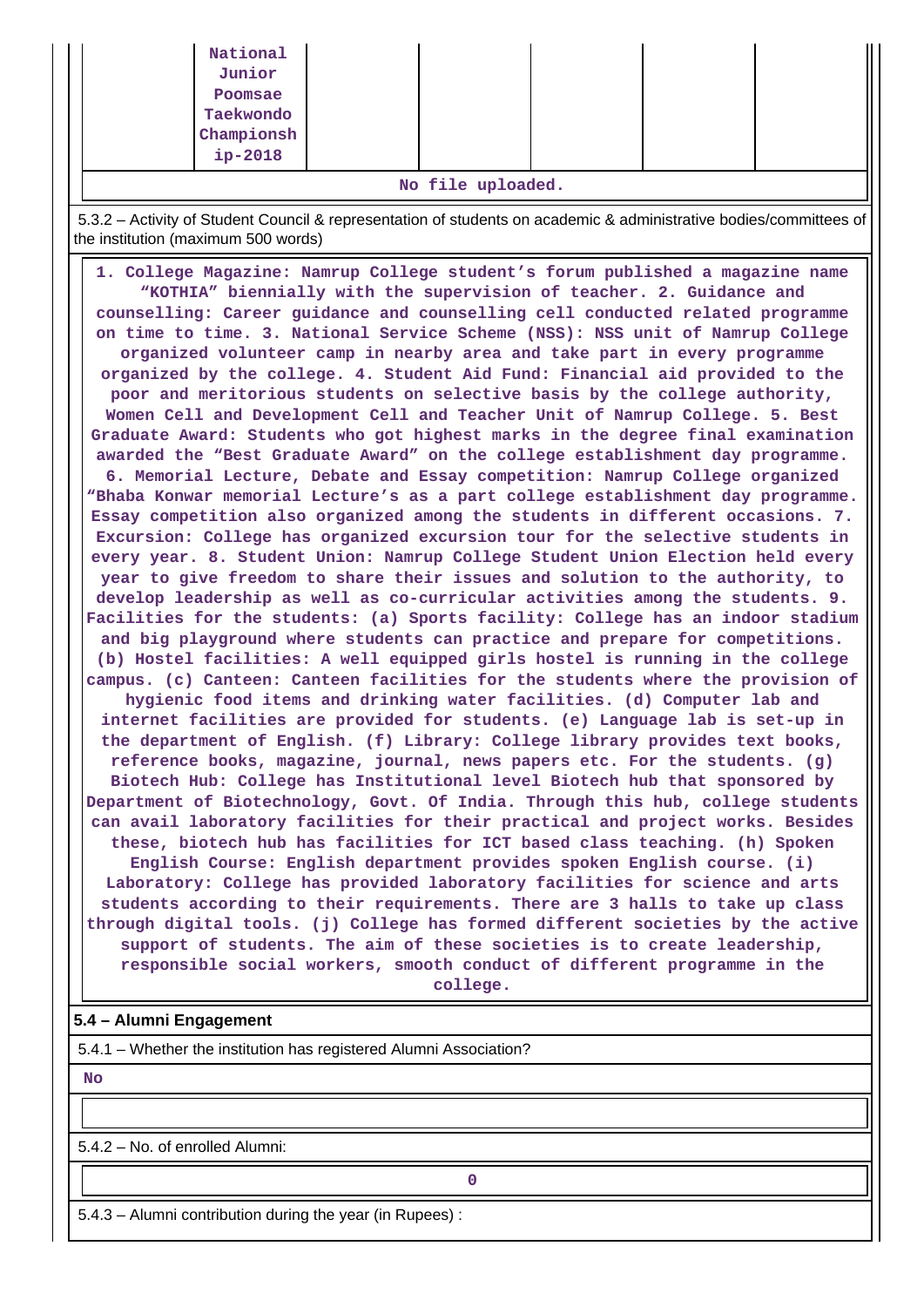| | National Junior Poomsae Taekwondo Championship-2018 | | | | | |
|---|---|---|---|---|---|---|

No file uploaded.

5.3.2 – Activity of Student Council & representation of students on academic & administrative bodies/committees of the institution (maximum 500 words)

1. College Magazine: Namrup College student's forum published a magazine name "KOTHIA" biennially with the supervision of teacher. 2. Guidance and counselling: Career guidance and counselling cell conducted related programme on time to time. 3. National Service Scheme (NSS): NSS unit of Namrup College organized volunteer camp in nearby area and take part in every programme organized by the college. 4. Student Aid Fund: Financial aid provided to the poor and meritorious students on selective basis by the college authority, Women Cell and Development Cell and Teacher Unit of Namrup College. 5. Best Graduate Award: Students who got highest marks in the degree final examination awarded the "Best Graduate Award" on the college establishment day programme. 6. Memorial Lecture, Debate and Essay competition: Namrup College organized "Bhaba Konwar memorial Lecture's as a part college establishment day programme. Essay competition also organized among the students in different occasions. 7. Excursion: College has organized excursion tour for the selective students in every year. 8. Student Union: Namrup College Student Union Election held every year to give freedom to share their issues and solution to the authority, to develop leadership as well as co-curricular activities among the students. 9. Facilities for the students: (a) Sports facility: College has an indoor stadium and big playground where students can practice and prepare for competitions. (b) Hostel facilities: A well equipped girls hostel is running in the college campus. (c) Canteen: Canteen facilities for the students where the provision of hygienic food items and drinking water facilities. (d) Computer lab and internet facilities are provided for students. (e) Language lab is set-up in the department of English. (f) Library: College library provides text books, reference books, magazine, journal, news papers etc. For the students. (g) Biotech Hub: College has Institutional level Biotech hub that sponsored by Department of Biotechnology, Govt. Of India. Through this hub, college students can avail laboratory facilities for their practical and project works. Besides these, biotech hub has facilities for ICT based class teaching. (h) Spoken English Course: English department provides spoken English course. (i) Laboratory: College has provided laboratory facilities for science and arts students according to their requirements. There are 3 halls to take up class through digital tools. (j) College has formed different societies by the active support of students. The aim of these societies is to create leadership, responsible social workers, smooth conduct of different programme in the college.

**5.4 – Alumni Engagement**

5.4.1 – Whether the institution has registered Alumni Association?

No

5.4.2 – No. of enrolled Alumni:

0

5.4.3 – Alumni contribution during the year (in Rupees) :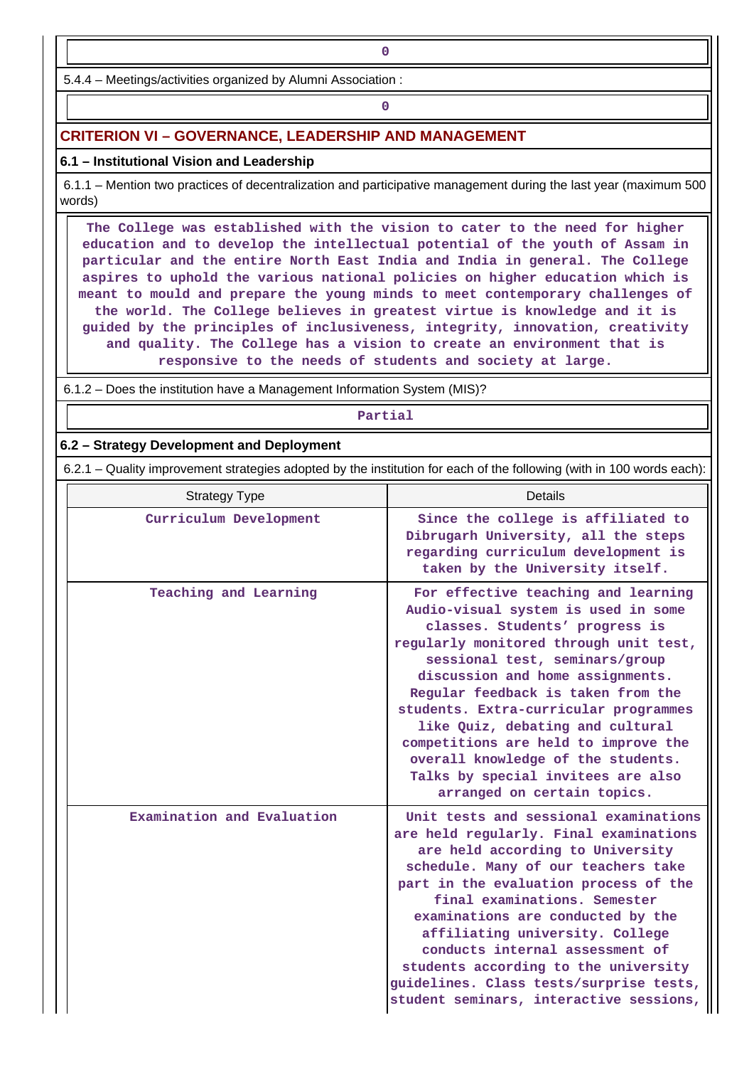0

5.4.4 – Meetings/activities organized by Alumni Association :

0

## CRITERION VI – GOVERNANCE, LEADERSHIP AND MANAGEMENT

### 6.1 – Institutional Vision and Leadership

6.1.1 – Mention two practices of decentralization and participative management during the last year (maximum 500 words)

The College was established with the vision to cater to the need for higher education and to develop the intellectual potential of the youth of Assam in particular and the entire North East India and India in general. The College aspires to uphold the various national policies on higher education which is meant to mould and prepare the young minds to meet contemporary challenges of the world. The College believes in greatest virtue is knowledge and it is guided by the principles of inclusiveness, integrity, innovation, creativity and quality. The College has a vision to create an environment that is responsive to the needs of students and society at large.

6.1.2 – Does the institution have a Management Information System (MIS)?

Partial

### 6.2 – Strategy Development and Deployment

6.2.1 – Quality improvement strategies adopted by the institution for each of the following (with in 100 words each):

| Strategy Type | Details |
|---|---|
| Curriculum Development | Since the college is affiliated to Dibrugarh University, all the steps regarding curriculum development is taken by the University itself. |
| Teaching and Learning | For effective teaching and learning Audio-visual system is used in some classes. Students' progress is regularly monitored through unit test, sessional test, seminars/group discussion and home assignments. Regular feedback is taken from the students. Extra-curricular programmes like Quiz, debating and cultural competitions are held to improve the overall knowledge of the students. Talks by special invitees are also arranged on certain topics. |
| Examination and Evaluation | Unit tests and sessional examinations are held regularly. Final examinations are held according to University schedule. Many of our teachers take part in the evaluation process of the final examinations. Semester examinations are conducted by the affiliating university. College conducts internal assessment of students according to the university guidelines. Class tests/surprise tests, student seminars, interactive sessions, |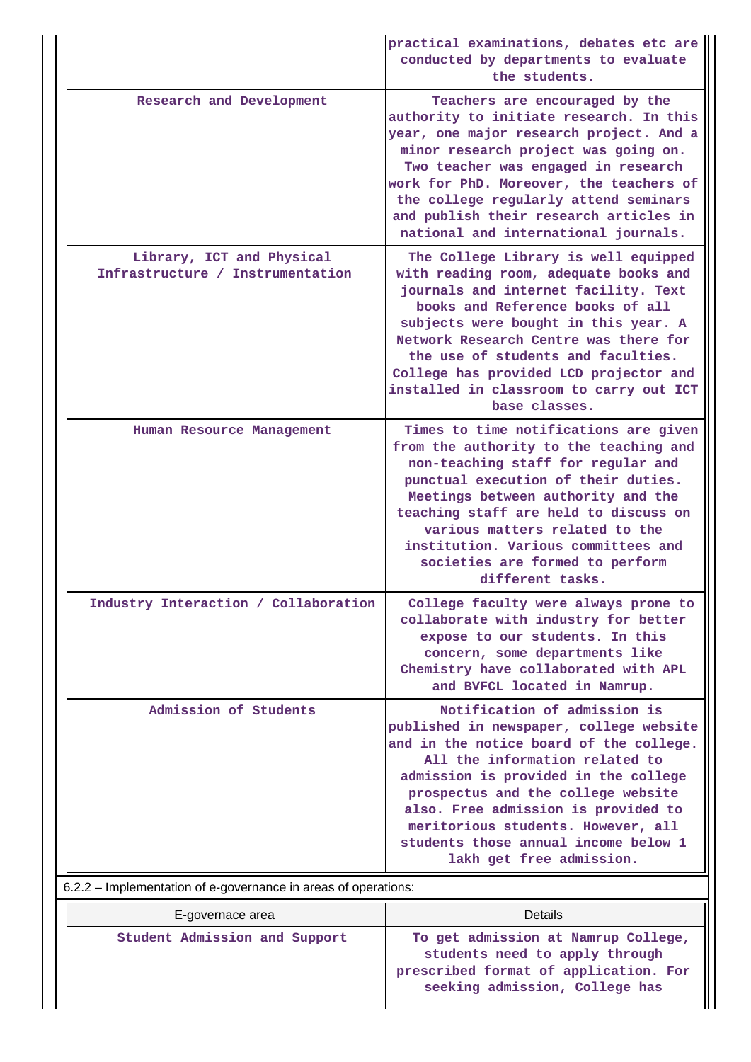| | |
|---|---|
| | practical examinations, debates etc are conducted by departments to evaluate the students. |
| Research and Development | Teachers are encouraged by the authority to initiate research. In this year, one major research project. And a minor research project was going on. Two teacher was engaged in research work for PhD. Moreover, the teachers of the college regularly attend seminars and publish their research articles in national and international journals. |
| Library, ICT and Physical Infrastructure / Instrumentation | The College Library is well equipped with reading room, adequate books and journals and internet facility. Text books and Reference books of all subjects were bought in this year. A Network Research Centre was there for the use of students and faculties. College has provided LCD projector and installed in classroom to carry out ICT base classes. |
| Human Resource Management | Times to time notifications are given from the authority to the teaching and non-teaching staff for regular and punctual execution of their duties. Meetings between authority and the teaching staff are held to discuss on various matters related to the institution. Various committees and societies are formed to perform different tasks. |
| Industry Interaction / Collaboration | College faculty were always prone to collaborate with industry for better expose to our students. In this concern, some departments like Chemistry have collaborated with APL and BVFCL located in Namrup. |
| Admission of Students | Notification of admission is published in newspaper, college website and in the notice board of the college. All the information related to admission is provided in the college prospectus and the college website also. Free admission is provided to meritorious students. However, all students those annual income below 1 lakh get free admission. |

6.2.2 – Implementation of e-governance in areas of operations:

| E-governance area | Details |
|---|---|
| Student Admission and Support | To get admission at Namrup College, students need to apply through prescribed format of application. For seeking admission, College has |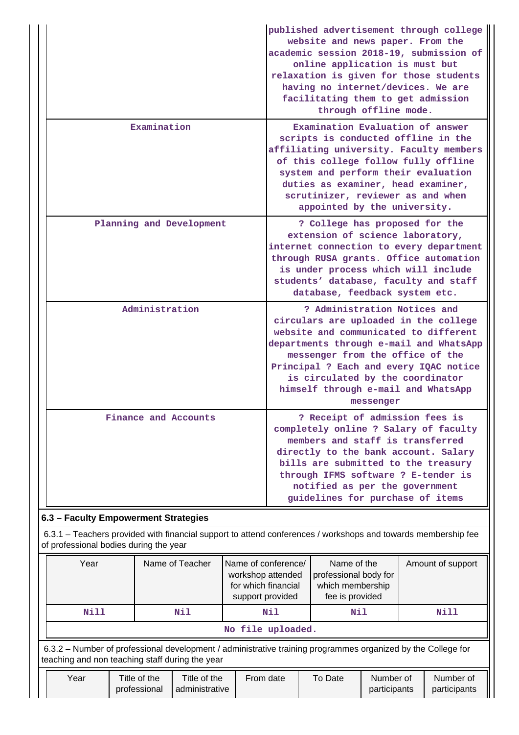| | |
|---|---|
| | published advertisement through college website and news paper. From the academic session 2018-19, submission of online application is must but relaxation is given for those students having no internet/devices. We are facilitating them to get admission through offline mode. |
| Examination | Examination Evaluation of answer scripts is conducted offline in the affiliating university. Faculty members of this college follow fully offline system and perform their evaluation duties as examiner, head examiner, scrutinizer, reviewer as and when appointed by the university. |
| Planning and Development | ? College has proposed for the extension of science laboratory, internet connection to every department through RUSA grants. Office automation is under process which will include students' database, faculty and staff database, feedback system etc. |
| Administration | ? Administration Notices and circulars are uploaded in the college website and communicated to different departments through e-mail and WhatsApp messenger from the office of the Principal ? Each and every IQAC notice is circulated by the coordinator himself through e-mail and WhatsApp messenger |
| Finance and Accounts | ? Receipt of admission fees is completely online ? Salary of faculty members and staff is transferred directly to the bank account. Salary bills are submitted to the treasury through IFMS software ? E-tender is notified as per the government guidelines for purchase of items |

**6.3 – Faculty Empowerment Strategies**

6.3.1 – Teachers provided with financial support to attend conferences / workshops and towards membership fee of professional bodies during the year

| Year | Name of Teacher | Name of conference/ workshop attended for which financial support provided | Name of the professional body for which membership fee is provided | Amount of support |
|---|---|---|---|---|
| Nill | Nil | Nil | Nil | Nill |

No file uploaded.

6.3.2 – Number of professional development / administrative training programmes organized by the College for teaching and non teaching staff during the year

| Year | Title of the professional | Title of the administrative | From date | To Date | Number of participants | Number of participants |
|---|---|---|---|---|---|---|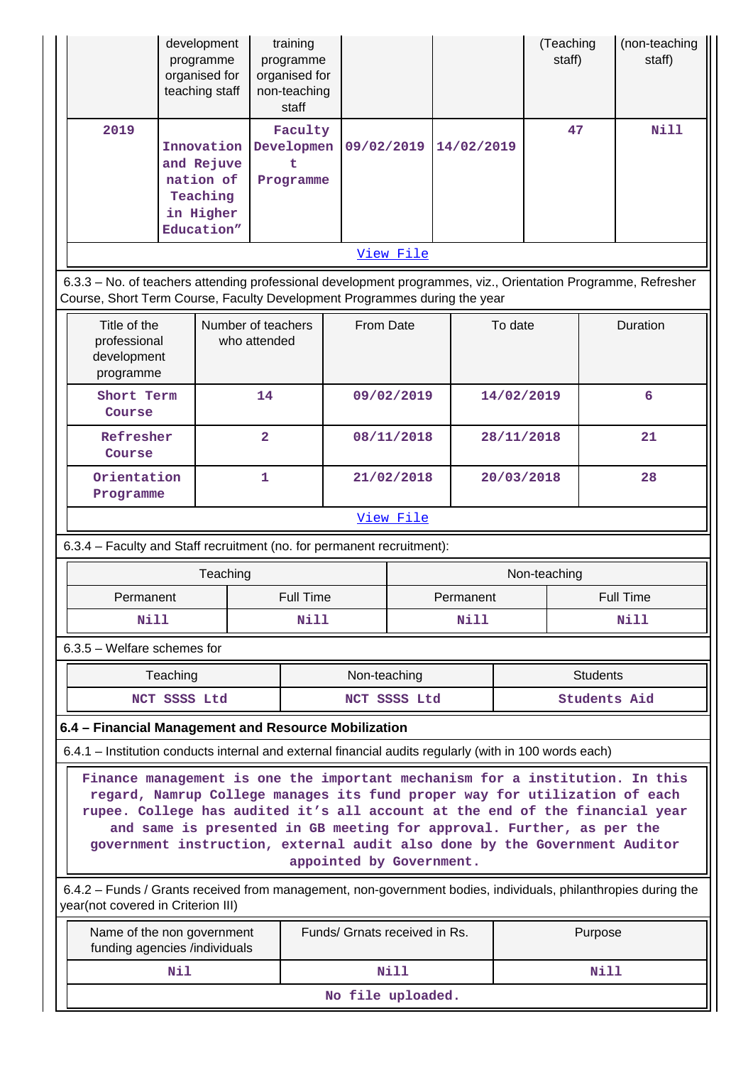| Year | Title of the professional development programme organised for teaching staff | Title of the administrative training programme organised for non-teaching staff | From date | To Date | No. of participants (Teaching staff) | No. of participants (non-teaching staff) |
|---|---|---|---|---|---|---|
| 2019 | Innovation and Rejuvenation of Teaching in Higher Education” | Faculty Development Programme | 09/02/2019 | 14/02/2019 | 47 | Nill |
| View File | | | | | | |

6.3.3 – No. of teachers attending professional development programmes, viz., Orientation Programme, Refresher Course, Short Term Course, Faculty Development Programmes during the year

| Title of the professional development programme | Number of teachers who attended | From Date | To date | Duration |
|---|---|---|---|---|
| Short Term Course | 14 | 09/02/2019 | 14/02/2019 | 6 |
| Refresher Course | 2 | 08/11/2018 | 28/11/2018 | 21 |
| Orientation Programme | 1 | 21/02/2018 | 20/03/2018 | 28 |
| View File | | | | |

6.3.4 – Faculty and Staff recruitment (no. for permanent recruitment):

| Teaching | | Non-teaching | |
|---|---|---|---|
| Permanent | Full Time | Permanent | Full Time |
| Nill | Nill | Nill | Nill |

6.3.5 – Welfare schemes for

| Teaching | Non-teaching | Students |
|---|---|---|
| NCT SSSS Ltd | NCT SSSS Ltd | Students Aid |

**6.4 – Financial Management and Resource Mobilization**

6.4.1 – Institution conducts internal and external financial audits regularly (with in 100 words each)

Finance management is one the important mechanism for a institution. In this regard, Namrup College manages its fund proper way for utilization of each rupee. College has audited it’s all account at the end of the financial year and same is presented in GB meeting for approval. Further, as per the government instruction, external audit also done by the Government Auditor appointed by Government.

6.4.2 – Funds / Grants received from management, non-government bodies, individuals, philanthropies during the year(not covered in Criterion III)

| Name of the non government funding agencies /individuals | Funds/ Grnats received in Rs. | Purpose |
|---|---|---|
| Nil | Nill | Nill |
| No file uploaded. | | |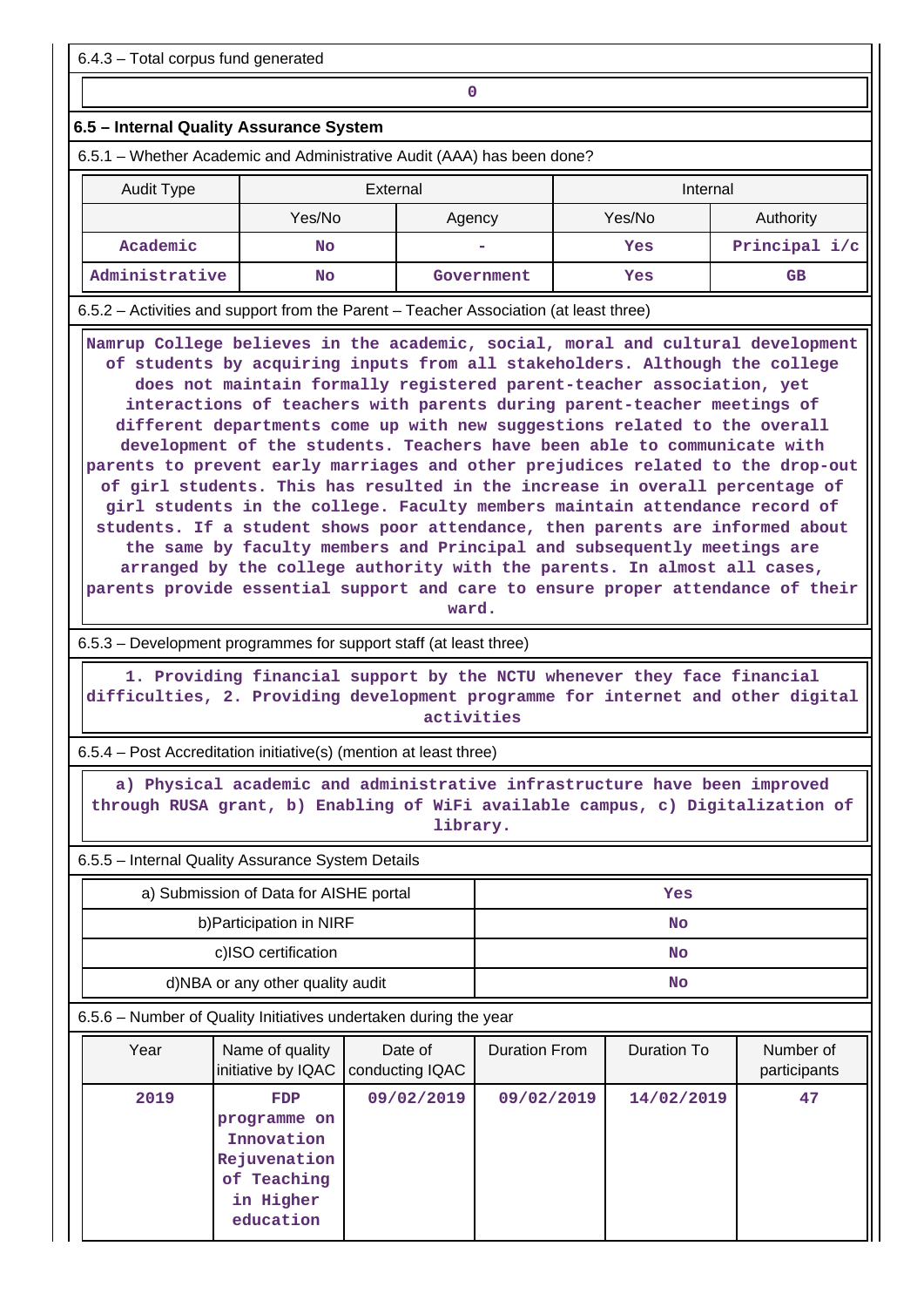6.4.3 – Total corpus fund generated

| 0 |
|---|

## 6.5 – Internal Quality Assurance System

6.5.1 – Whether Academic and Administrative Audit (AAA) has been done?

| Audit Type | External | | Internal | |
|---|---|---|---|---|
| | Yes/No | Agency | Yes/No | Authority |
| Academic | No | - | Yes | Principal i/c |
| Administrative | No | Government | Yes | GB |

6.5.2 – Activities and support from the Parent – Teacher Association (at least three)

Namrup College believes in the academic, social, moral and cultural development of students by acquiring inputs from all stakeholders. Although the college does not maintain formally registered parent-teacher association, yet interactions of teachers with parents during parent-teacher meetings of different departments come up with new suggestions related to the overall development of the students. Teachers have been able to communicate with parents to prevent early marriages and other prejudices related to the drop-out of girl students. This has resulted in the increase in overall percentage of girl students in the college. Faculty members maintain attendance record of students. If a student shows poor attendance, then parents are informed about the same by faculty members and Principal and subsequently meetings are arranged by the college authority with the parents. In almost all cases, parents provide essential support and care to ensure proper attendance of their ward.

6.5.3 – Development programmes for support staff (at least three)

1. Providing financial support by the NCTU whenever they face financial difficulties, 2. Providing development programme for internet and other digital activities

6.5.4 – Post Accreditation initiative(s) (mention at least three)

a) Physical academic and administrative infrastructure have been improved through RUSA grant, b) Enabling of WiFi available campus, c) Digitalization of library.

6.5.5 – Internal Quality Assurance System Details

| | |
|---|---|
| a) Submission of Data for AISHE portal | Yes |
| b)Participation in NIRF | No |
| c)ISO certification | No |
| d)NBA or any other quality audit | No |

6.5.6 – Number of Quality Initiatives undertaken during the year

| Year | Name of quality initiative by IQAC | Date of conducting IQAC | Duration From | Duration To | Number of participants |
|---|---|---|---|---|---|
| 2019 | FDP programme on Innovation Rejuvenation of Teaching in Higher education | 09/02/2019 | 09/02/2019 | 14/02/2019 | 47 |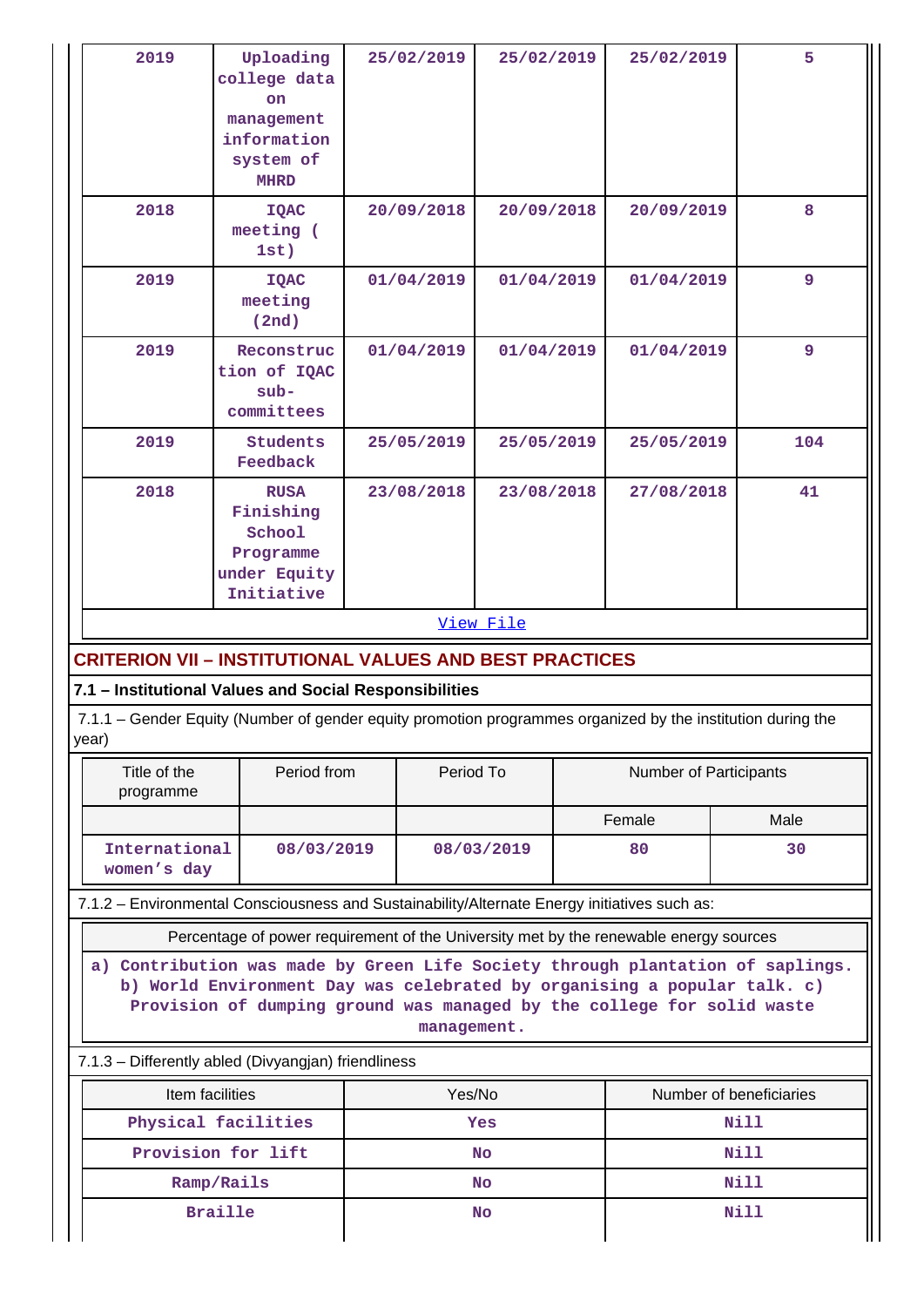| 2019 | Uploading college data on management information system of MHRD | 25/02/2019 | 25/02/2019 | 25/02/2019 | 5 |
|---|---|---|---|---|---|
| 2018 | IQAC meeting ( 1st) | 20/09/2018 | 20/09/2018 | 20/09/2019 | 8 |
| 2019 | IQAC meeting (2nd) | 01/04/2019 | 01/04/2019 | 01/04/2019 | 9 |
| 2019 | Reconstruction of IQAC sub-committees | 01/04/2019 | 01/04/2019 | 01/04/2019 | 9 |
| 2019 | Students Feedback | 25/05/2019 | 25/05/2019 | 25/05/2019 | 104 |
| 2018 | RUSA Finishing School Programme under Equity Initiative | 23/08/2018 | 23/08/2018 | 27/08/2018 | 41 |

View File

## CRITERION VII – INSTITUTIONAL VALUES AND BEST PRACTICES

### 7.1 – Institutional Values and Social Responsibilities

7.1.1 – Gender Equity (Number of gender equity promotion programmes organized by the institution during the year)

| Title of the programme | Period from | Period To | Number of Participants | |
|---|---|---|---|---|
| | | | Female | Male |
| International women's day | 08/03/2019 | 08/03/2019 | 80 | 30 |

7.1.2 – Environmental Consciousness and Sustainability/Alternate Energy initiatives such as:

| Percentage of power requirement of the University met by the renewable energy sources |
|---|
| a) Contribution was made by Green Life Society through plantation of saplings. b) World Environment Day was celebrated by organising a popular talk. c) Provision of dumping ground was managed by the college for solid waste management. |

7.1.3 – Differently abled (Divyangjan) friendliness

| Item facilities | Yes/No | Number of beneficiaries |
|---|---|---|
| Physical facilities | Yes | Nill |
| Provision for lift | No | Nill |
| Ramp/Rails | No | Nill |
| Braille | No | Nill |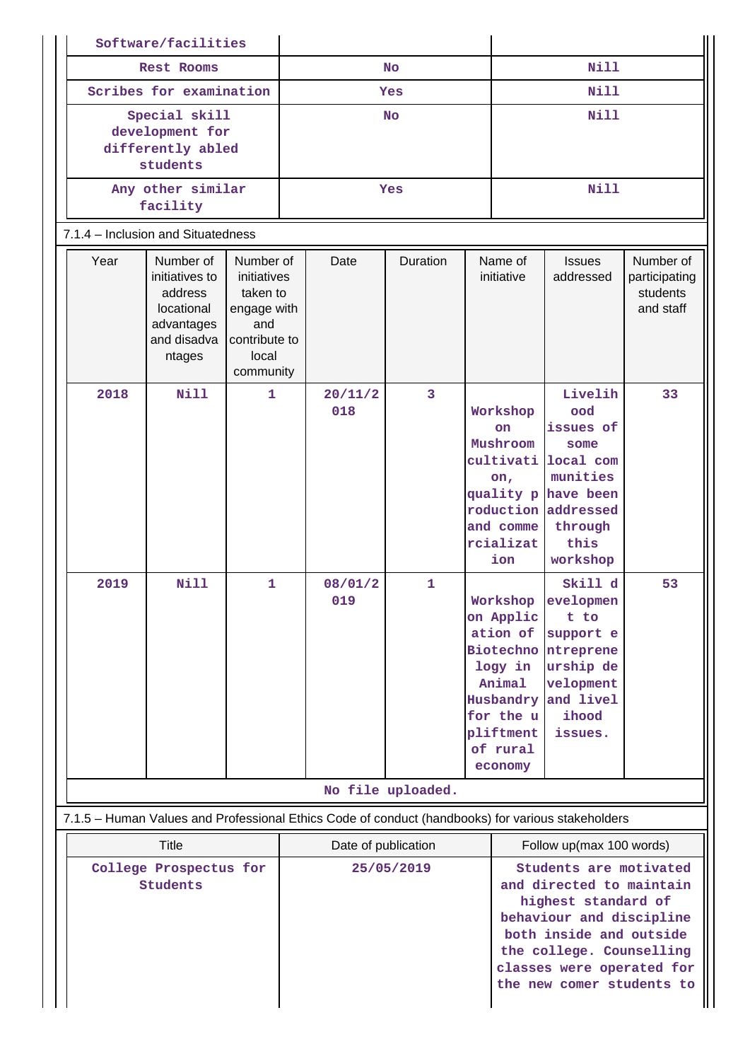| Software/facilities | | |
|---|---|---|
| Rest Rooms | No | Nill |
| Scribes for examination | Yes | Nill |
| Special skill development for differently abled students | No | Nill |
| Any other similar facility | Yes | Nill |

7.1.4 – Inclusion and Situatedness

| Year | Number of initiatives to address locational advantages and disadvantages | Number of initiatives taken to engage with and contribute to local community | Date | Duration | Name of initiative | Issues addressed | Number of participating students and staff |
|---|---|---|---|---|---|---|---|
| 2018 | Nill | 1 | 20/11/2018 | 3 | Workshop on Mushroom cultivation, quality production and commercialization | Livelihood issues of some local communities have been addressed through this workshop | 33 |
| 2019 | Nill | 1 | 08/01/2019 | 1 | Workshop on Application of Biotechnology in Animal Husbandry for the upliftment of rural economy | Skill development to support entrepreneurship development and livelihood issues. | 53 |

No file uploaded.

7.1.5 – Human Values and Professional Ethics Code of conduct (handbooks) for various stakeholders

| Title | Date of publication | Follow up(max 100 words) |
|---|---|---|
| College Prospectus for Students | 25/05/2019 | Students are motivated and directed to maintain highest standard of behaviour and discipline both inside and outside the college. Counselling classes were operated for the new comer students to |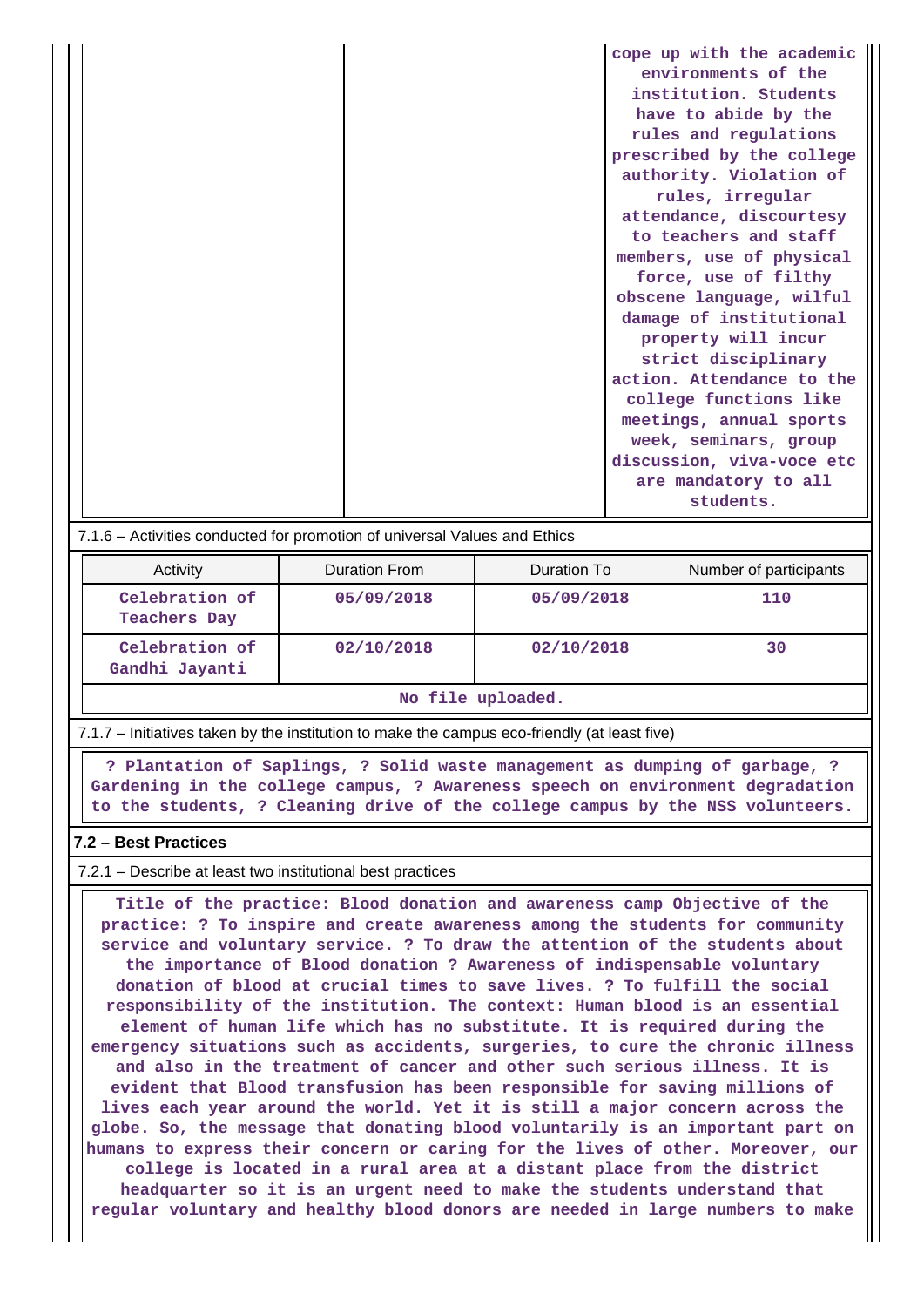| | | cope up with the academic environments of the institution. Students have to abide by the rules and regulations prescribed by the college authority. Violation of rules, irregular attendance, discourtesy to teachers and staff members, use of physical force, use of filthy obscene language, wilful damage of institutional property will incur strict disciplinary action. Attendance to the college functions like meetings, annual sports week, seminars, group discussion, viva-voce etc are mandatory to all students. |
|---|---|---|

7.1.6 – Activities conducted for promotion of universal Values and Ethics

| Activity | Duration From | Duration To | Number of participants |
|---|---|---|---|
| Celebration of Teachers Day | 05/09/2018 | 05/09/2018 | 110 |
| Celebration of Gandhi Jayanti | 02/10/2018 | 02/10/2018 | 30 |

No file uploaded.

7.1.7 – Initiatives taken by the institution to make the campus eco-friendly (at least five)

? Plantation of Saplings, ? Solid waste management as dumping of garbage, ? Gardening in the college campus, ? Awareness speech on environment degradation to the students, ? Cleaning drive of the college campus by the NSS volunteers.

**7.2 – Best Practices**

7.2.1 – Describe at least two institutional best practices

Title of the practice: Blood donation and awareness camp Objective of the practice: ? To inspire and create awareness among the students for community service and voluntary service. ? To draw the attention of the students about the importance of Blood donation ? Awareness of indispensable voluntary donation of blood at crucial times to save lives. ? To fulfill the social responsibility of the institution. The context: Human blood is an essential element of human life which has no substitute. It is required during the emergency situations such as accidents, surgeries, to cure the chronic illness and also in the treatment of cancer and other such serious illness. It is evident that Blood transfusion has been responsible for saving millions of lives each year around the world. Yet it is still a major concern across the globe. So, the message that donating blood voluntarily is an important part on humans to express their concern or caring for the lives of other. Moreover, our college is located in a rural area at a distant place from the district headquarter so it is an urgent need to make the students understand that regular voluntary and healthy blood donors are needed in large numbers to make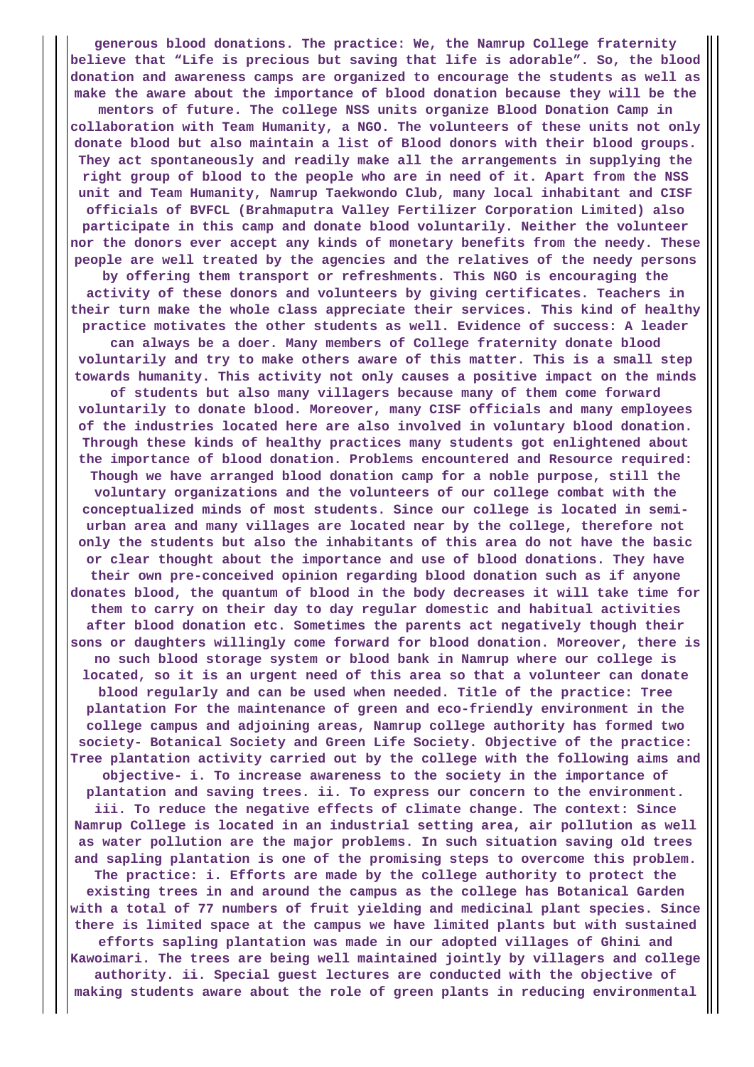generous blood donations. The practice: We, the Namrup College fraternity believe that "Life is precious but saving that life is adorable". So, the blood donation and awareness camps are organized to encourage the students as well as make the aware about the importance of blood donation because they will be the mentors of future. The college NSS units organize Blood Donation Camp in collaboration with Team Humanity, a NGO. The volunteers of these units not only donate blood but also maintain a list of Blood donors with their blood groups. They act spontaneously and readily make all the arrangements in supplying the right group of blood to the people who are in need of it. Apart from the NSS unit and Team Humanity, Namrup Taekwondo Club, many local inhabitant and CISF officials of BVFCL (Brahmaputra Valley Fertilizer Corporation Limited) also participate in this camp and donate blood voluntarily. Neither the volunteer nor the donors ever accept any kinds of monetary benefits from the needy. These people are well treated by the agencies and the relatives of the needy persons by offering them transport or refreshments. This NGO is encouraging the activity of these donors and volunteers by giving certificates. Teachers in their turn make the whole class appreciate their services. This kind of healthy practice motivates the other students as well. Evidence of success: A leader can always be a doer. Many members of College fraternity donate blood voluntarily and try to make others aware of this matter. This is a small step towards humanity. This activity not only causes a positive impact on the minds of students but also many villagers because many of them come forward voluntarily to donate blood. Moreover, many CISF officials and many employees of the industries located here are also involved in voluntary blood donation. Through these kinds of healthy practices many students got enlightened about the importance of blood donation. Problems encountered and Resource required: Though we have arranged blood donation camp for a noble purpose, still the voluntary organizations and the volunteers of our college combat with the conceptualized minds of most students. Since our college is located in semi-urban area and many villages are located near by the college, therefore not only the students but also the inhabitants of this area do not have the basic or clear thought about the importance and use of blood donations. They have their own pre-conceived opinion regarding blood donation such as if anyone donates blood, the quantum of blood in the body decreases it will take time for them to carry on their day to day regular domestic and habitual activities after blood donation etc. Sometimes the parents act negatively though their sons or daughters willingly come forward for blood donation. Moreover, there is no such blood storage system or blood bank in Namrup where our college is located, so it is an urgent need of this area so that a volunteer can donate blood regularly and can be used when needed. Title of the practice: Tree plantation For the maintenance of green and eco-friendly environment in the college campus and adjoining areas, Namrup college authority has formed two society- Botanical Society and Green Life Society. Objective of the practice: Tree plantation activity carried out by the college with the following aims and objective- i. To increase awareness to the society in the importance of plantation and saving trees. ii. To express our concern to the environment. iii. To reduce the negative effects of climate change. The context: Since Namrup College is located in an industrial setting area, air pollution as well as water pollution are the major problems. In such situation saving old trees and sapling plantation is one of the promising steps to overcome this problem. The practice: i. Efforts are made by the college authority to protect the existing trees in and around the campus as the college has Botanical Garden with a total of 77 numbers of fruit yielding and medicinal plant species. Since there is limited space at the campus we have limited plants but with sustained efforts sapling plantation was made in our adopted villages of Ghini and Kawoimari. The trees are being well maintained jointly by villagers and college authority. ii. Special guest lectures are conducted with the objective of making students aware about the role of green plants in reducing environmental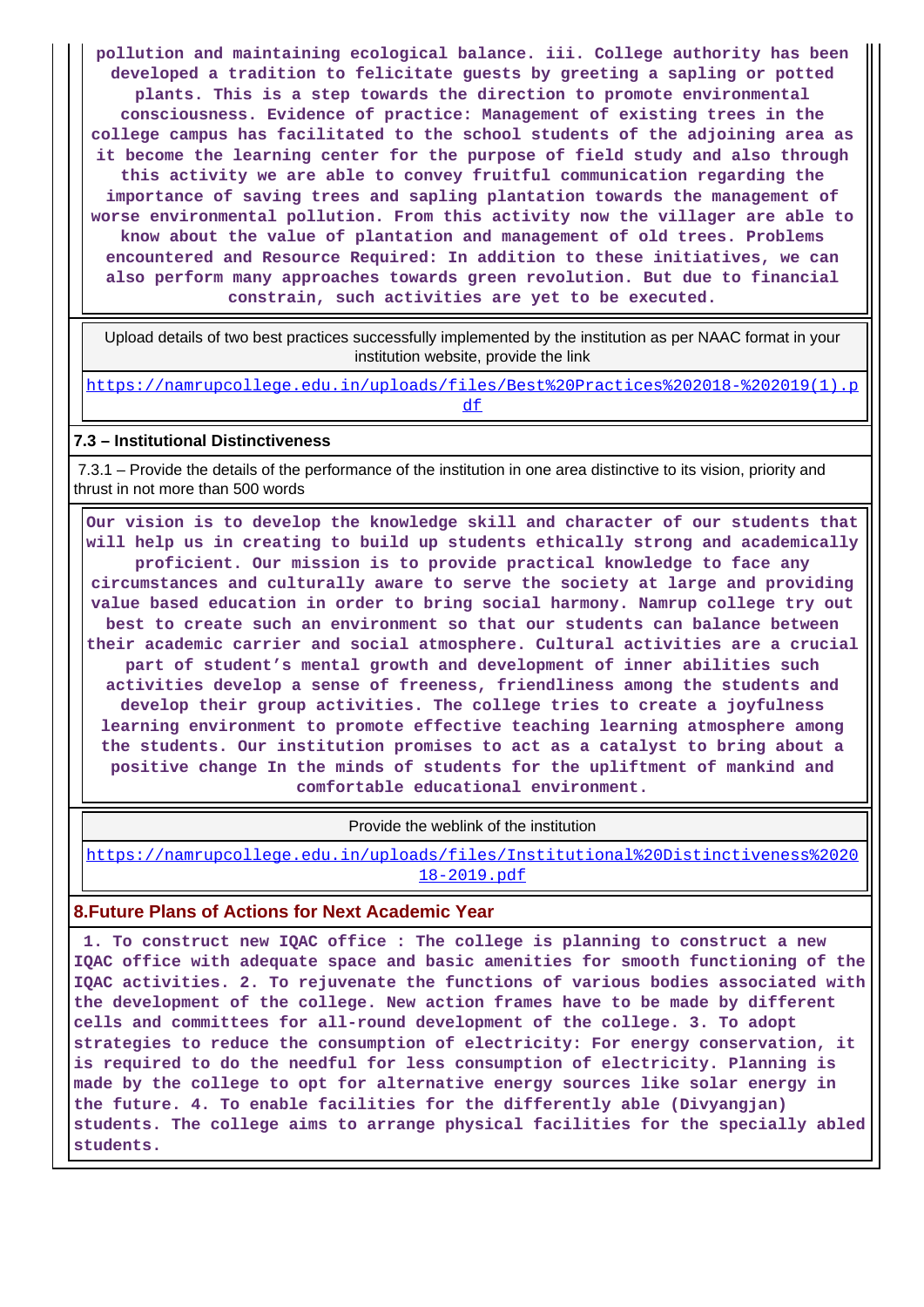pollution and maintaining ecological balance. iii. College authority has been developed a tradition to felicitate guests by greeting a sapling or potted plants. This is a step towards the direction to promote environmental consciousness. Evidence of practice: Management of existing trees in the college campus has facilitated to the school students of the adjoining area as it become the learning center for the purpose of field study and also through this activity we are able to convey fruitful communication regarding the importance of saving trees and sapling plantation towards the management of worse environmental pollution. From this activity now the villager are able to know about the value of plantation and management of old trees. Problems encountered and Resource Required: In addition to these initiatives, we can also perform many approaches towards green revolution. But due to financial constrain, such activities are yet to be executed.

Upload details of two best practices successfully implemented by the institution as per NAAC format in your institution website, provide the link

https://namrupcollege.edu.in/uploads/files/Best%20Practices%202018-%202019(1).pdf

### 7.3 – Institutional Distinctiveness

7.3.1 – Provide the details of the performance of the institution in one area distinctive to its vision, priority and thrust in not more than 500 words

Our vision is to develop the knowledge skill and character of our students that will help us in creating to build up students ethically strong and academically proficient. Our mission is to provide practical knowledge to face any circumstances and culturally aware to serve the society at large and providing value based education in order to bring social harmony. Namrup college try out best to create such an environment so that our students can balance between their academic carrier and social atmosphere. Cultural activities are a crucial part of student’s mental growth and development of inner abilities such activities develop a sense of freeness, friendliness among the students and develop their group activities. The college tries to create a joyfulness learning environment to promote effective teaching learning atmosphere among the students. Our institution promises to act as a catalyst to bring about a positive change In the minds of students for the upliftment of mankind and comfortable educational environment.

Provide the weblink of the institution

https://namrupcollege.edu.in/uploads/files/Institutional%20Distinctiveness%202018-2019.pdf

## 8.Future Plans of Actions for Next Academic Year

1. To construct new IQAC office : The college is planning to construct a new IQAC office with adequate space and basic amenities for smooth functioning of the IQAC activities. 2. To rejuvenate the functions of various bodies associated with the development of the college. New action frames have to be made by different cells and committees for all-round development of the college. 3. To adopt strategies to reduce the consumption of electricity: For energy conservation, it is required to do the needful for less consumption of electricity. Planning is made by the college to opt for alternative energy sources like solar energy in the future. 4. To enable facilities for the differently able (Divyangjan) students. The college aims to arrange physical facilities for the specially abled students.